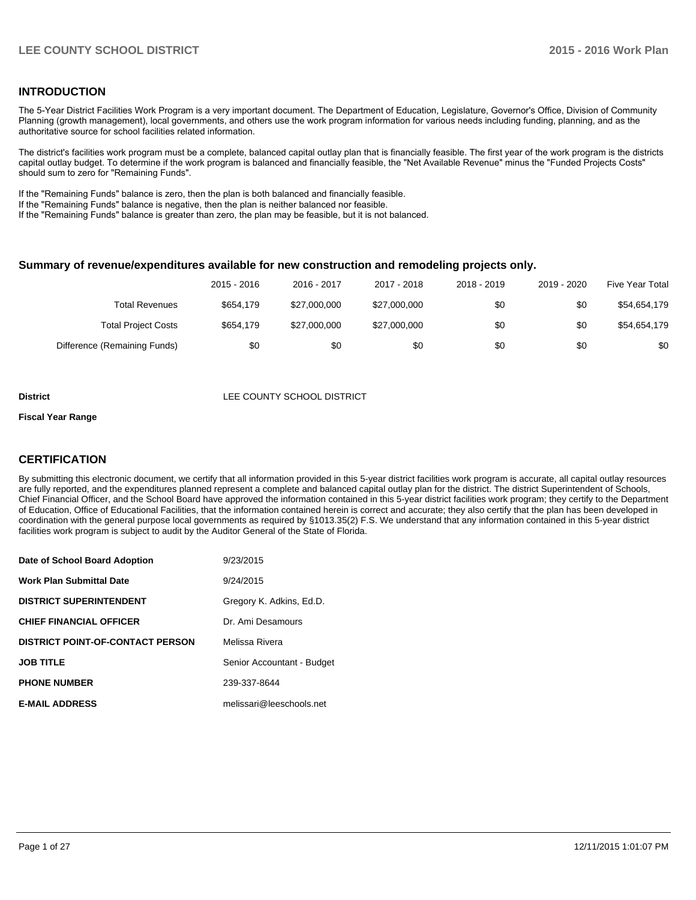## INTRODUCTION

The 5-Year District Facilities Work Program is a very important document. The Department of Education, Legislature, Governor's Office, Division of Community Planning (growth management), local governments, and others use the work program information for various needs including funding, planning, and as the authoritative source for school facilities related information.

The district's facilities work program must be a complete, balanced capital outlay plan that is financially feasible. The first year of the work program is the districts capital outlay budget. To determine if the work program is balanced and financially feasible, the "Net Available Revenue" minus the "Funded Projects Costs" should sum to zero for "Remaining Funds".

If the "Remaining Funds" balance is zero, then the plan is both balanced and financially feasible.
If the "Remaining Funds" balance is negative, then the plan is neither balanced nor feasible.
If the "Remaining Funds" balance is greater than zero, the plan may be feasible, but it is not balanced.

### Summary of revenue/expenditures available for new construction and remodeling projects only.

| | 2015 - 2016 | 2016 - 2017 | 2017 - 2018 | 2018 - 2019 | 2019 - 2020 | Five Year Total |
|---|---|---|---|---|---|---|
| Total Revenues | $654,179 | $27,000,000 | $27,000,000 | $0 | $0 | $54,654,179 |
| Total Project Costs | $654,179 | $27,000,000 | $27,000,000 | $0 | $0 | $54,654,179 |
| Difference (Remaining Funds) | $0 | $0 | $0 | $0 | $0 | $0 |

**District** LEE COUNTY SCHOOL DISTRICT

**Fiscal Year Range**

## CERTIFICATION

By submitting this electronic document, we certify that all information provided in this 5-year district facilities work program is accurate, all capital outlay resources are fully reported, and the expenditures planned represent a complete and balanced capital outlay plan for the district. The district Superintendent of Schools, Chief Financial Officer, and the School Board have approved the information contained in this 5-year district facilities work program; they certify to the Department of Education, Office of Educational Facilities, that the information contained herein is correct and accurate; they also certify that the plan has been developed in coordination with the general purpose local governments as required by §1013.35(2) F.S. We understand that any information contained in this 5-year district facilities work program is subject to audit by the Auditor General of the State of Florida.

| | |
|---|---|
| **Date of School Board Adoption** | 9/23/2015 |
| **Work Plan Submittal Date** | 9/24/2015 |
| **DISTRICT SUPERINTENDENT** | Gregory K. Adkins, Ed.D. |
| **CHIEF FINANCIAL OFFICER** | Dr. Ami Desamours |
| **DISTRICT POINT-OF-CONTACT PERSON** | Melissa Rivera |
| **JOB TITLE** | Senior Accountant - Budget |
| **PHONE NUMBER** | 239-337-8644 |
| **E-MAIL ADDRESS** | melissari@leeschools.net |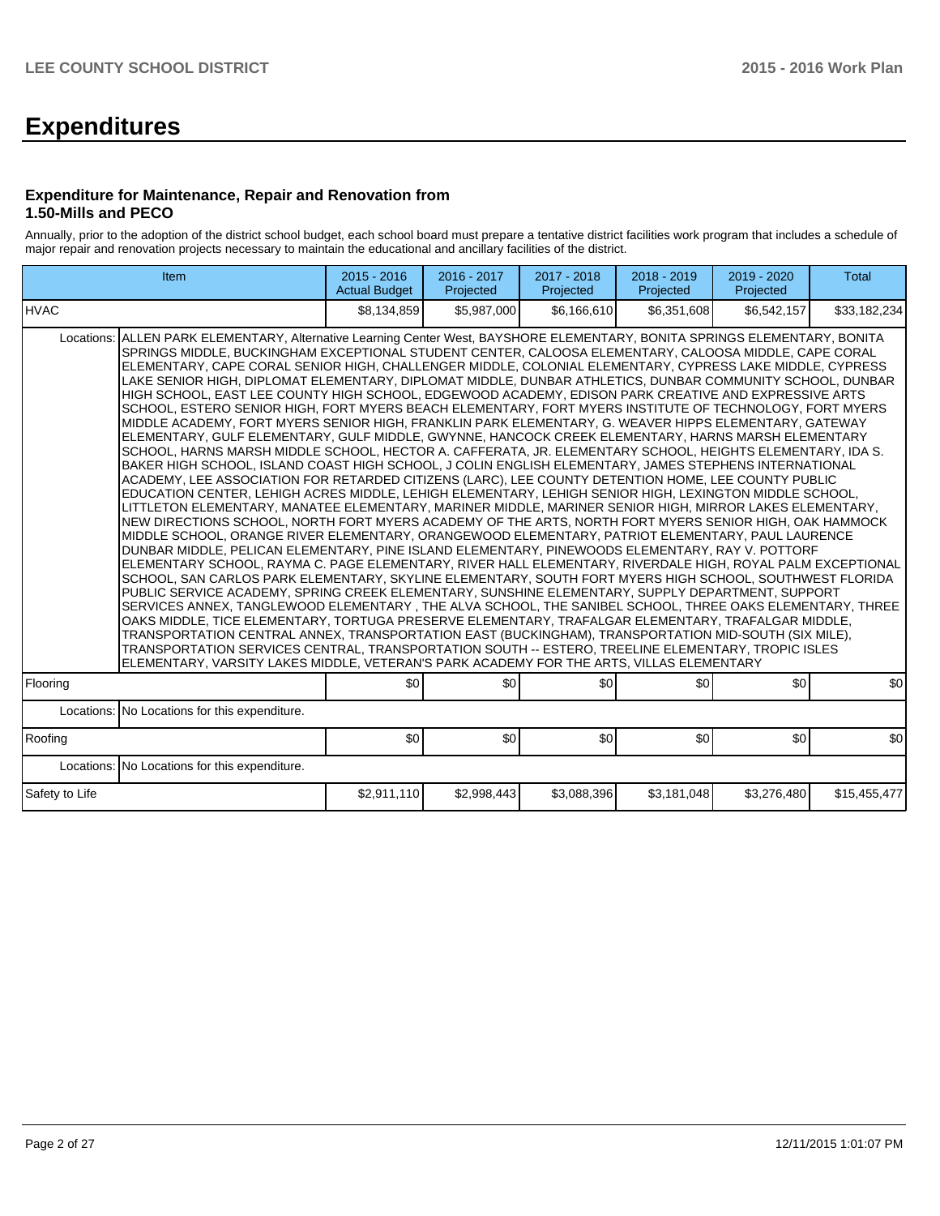# Expenditures

### Expenditure for Maintenance, Repair and Renovation from 1.50-Mills and PECO

Annually, prior to the adoption of the district school budget, each school board must prepare a tentative district facilities work program that includes a schedule of major repair and renovation projects necessary to maintain the educational and ancillary facilities of the district.

| Item | | 2015 - 2016 Actual Budget | 2016 - 2017 Projected | 2017 - 2018 Projected | 2018 - 2019 Projected | 2019 - 2020 Projected | Total |
|---|---|---|---|---|---|---|---|
| HVAC | | $8,134,859 | $5,987,000 | $6,166,610 | $6,351,608 | $6,542,157 | $33,182,234 |
| Locations: | ALLEN PARK ELEMENTARY, Alternative Learning Center West, BAYSHORE ELEMENTARY, BONITA SPRINGS ELEMENTARY, BONITA SPRINGS MIDDLE, BUCKINGHAM EXCEPTIONAL STUDENT CENTER, CALOOSA ELEMENTARY, CALOOSA MIDDLE, CAPE CORAL ELEMENTARY, CAPE CORAL SENIOR HIGH, CHALLENGER MIDDLE, COLONIAL ELEMENTARY, CYPRESS LAKE MIDDLE, CYPRESS LAKE SENIOR HIGH, DIPLOMAT ELEMENTARY, DIPLOMAT MIDDLE, DUNBAR ATHLETICS, DUNBAR COMMUNITY SCHOOL, DUNBAR HIGH SCHOOL, EAST LEE COUNTY HIGH SCHOOL, EDGEWOOD ACADEMY, EDISON PARK CREATIVE AND EXPRESSIVE ARTS SCHOOL, ESTERO SENIOR HIGH, FORT MYERS BEACH ELEMENTARY, FORT MYERS INSTITUTE OF TECHNOLOGY, FORT MYERS MIDDLE ACADEMY, FORT MYERS SENIOR HIGH, FRANKLIN PARK ELEMENTARY, G. WEAVER HIPPS ELEMENTARY, GATEWAY ELEMENTARY, GULF ELEMENTARY, GULF MIDDLE, GWYNNE, HANCOCK CREEK ELEMENTARY, HARNS MARSH ELEMENTARY SCHOOL, HARNS MARSH MIDDLE SCHOOL, HECTOR A. CAFFERATA, JR. ELEMENTARY SCHOOL, HEIGHTS ELEMENTARY, IDA S. BAKER HIGH SCHOOL, ISLAND COAST HIGH SCHOOL, J COLIN ENGLISH ELEMENTARY, JAMES STEPHENS INTERNATIONAL ACADEMY, LEE ASSOCIATION FOR RETARDED CITIZENS (LARC), LEE COUNTY DETENTION HOME, LEE COUNTY PUBLIC EDUCATION CENTER, LEHIGH ACRES MIDDLE, LEHIGH ELEMENTARY, LEHIGH SENIOR HIGH, LEXINGTON MIDDLE SCHOOL, LITTLETON ELEMENTARY, MANATEE ELEMENTARY, MARINER MIDDLE, MARINER SENIOR HIGH, MIRROR LAKES ELEMENTARY, NEW DIRECTIONS SCHOOL, NORTH FORT MYERS ACADEMY OF THE ARTS, NORTH FORT MYERS SENIOR HIGH, OAK HAMMOCK MIDDLE SCHOOL, ORANGE RIVER ELEMENTARY, ORANGEWOOD ELEMENTARY, PATRIOT ELEMENTARY, PAUL LAURENCE DUNBAR MIDDLE, PELICAN ELEMENTARY, PINE ISLAND ELEMENTARY, PINEWOODS ELEMENTARY, RAY V. POTTORF ELEMENTARY SCHOOL, RAYMA C. PAGE ELEMENTARY, RIVER HALL ELEMENTARY, RIVERDALE HIGH, ROYAL PALM EXCEPTIONAL SCHOOL, SAN CARLOS PARK ELEMENTARY, SKYLINE ELEMENTARY, SOUTH FORT MYERS HIGH SCHOOL, SOUTHWEST FLORIDA PUBLIC SERVICE ACADEMY, SPRING CREEK ELEMENTARY, SUNSHINE ELEMENTARY, SUPPLY DEPARTMENT, SUPPORT SERVICES ANNEX, TANGLEWOOD ELEMENTARY , THE ALVA SCHOOL, THE SANIBEL SCHOOL, THREE OAKS ELEMENTARY, THREE OAKS MIDDLE, TICE ELEMENTARY, TORTUGA PRESERVE ELEMENTARY, TRAFALGAR ELEMENTARY, TRAFALGAR MIDDLE, TRANSPORTATION CENTRAL ANNEX, TRANSPORTATION EAST (BUCKINGHAM), TRANSPORTATION MID-SOUTH (SIX MILE), TRANSPORTATION SERVICES CENTRAL, TRANSPORTATION SOUTH -- ESTERO, TREELINE ELEMENTARY, TROPIC ISLES ELEMENTARY, VARSITY LAKES MIDDLE, VETERAN'S PARK ACADEMY FOR THE ARTS, VILLAS ELEMENTARY | | | | | | |
| Flooring | | $0 | $0 | $0 | $0 | $0 | $0 |
| Locations: | No Locations for this expenditure. | | | | | | |
| Roofing | | $0 | $0 | $0 | $0 | $0 | $0 |
| Locations: | No Locations for this expenditure. | | | | | | |
| Safety to Life | | $2,911,110 | $2,998,443 | $3,088,396 | $3,181,048 | $3,276,480 | $15,455,477 |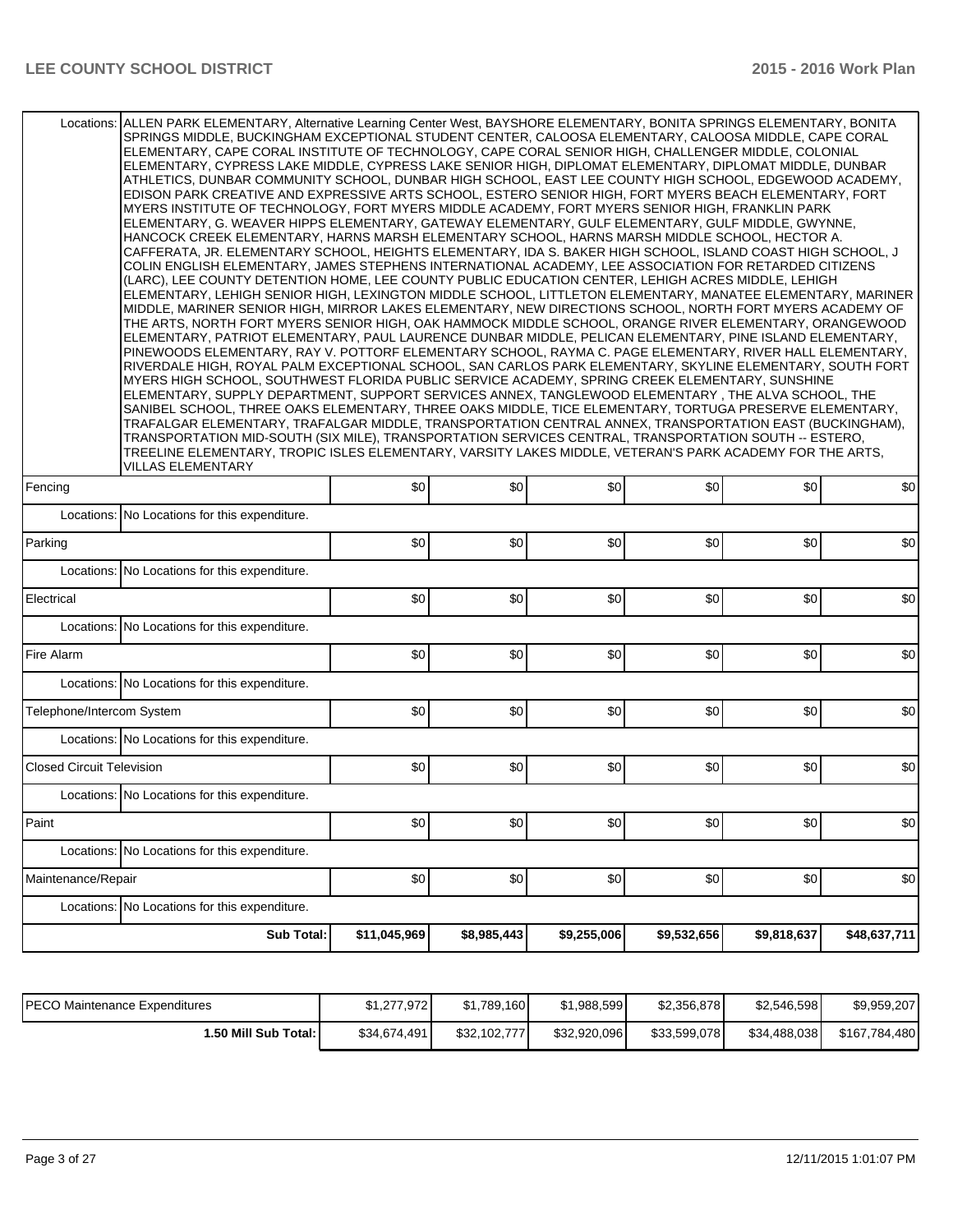| | | | | | | |
|---|---|---|---|---|---|---|
| Locations: | ALLEN PARK ELEMENTARY, Alternative Learning Center West, BAYSHORE ELEMENTARY, BONITA SPRINGS ELEMENTARY, BONITA SPRINGS MIDDLE, BUCKINGHAM EXCEPTIONAL STUDENT CENTER, CALOOSA ELEMENTARY, CALOOSA MIDDLE, CAPE CORAL ELEMENTARY, CAPE CORAL INSTITUTE OF TECHNOLOGY, CAPE CORAL SENIOR HIGH, CHALLENGER MIDDLE, COLONIAL ELEMENTARY, CYPRESS LAKE MIDDLE, CYPRESS LAKE SENIOR HIGH, DIPLOMAT ELEMENTARY, DIPLOMAT MIDDLE, DUNBAR ATHLETICS, DUNBAR COMMUNITY SCHOOL, DUNBAR HIGH SCHOOL, EAST LEE COUNTY HIGH SCHOOL, EDGEWOOD ACADEMY, EDISON PARK CREATIVE AND EXPRESSIVE ARTS SCHOOL, ESTERO SENIOR HIGH, FORT MYERS BEACH ELEMENTARY, FORT MYERS INSTITUTE OF TECHNOLOGY, FORT MYERS MIDDLE ACADEMY, FORT MYERS SENIOR HIGH, FRANKLIN PARK ELEMENTARY, G. WEAVER HIPPS ELEMENTARY, GATEWAY ELEMENTARY, GULF ELEMENTARY, GULF MIDDLE, GWYNNE, HANCOCK CREEK ELEMENTARY, HARNS MARSH ELEMENTARY SCHOOL, HARNS MARSH MIDDLE SCHOOL, HECTOR A. CAFFERATA, JR. ELEMENTARY SCHOOL, HEIGHTS ELEMENTARY, IDA S. BAKER HIGH SCHOOL, ISLAND COAST HIGH SCHOOL, J COLIN ENGLISH ELEMENTARY, JAMES STEPHENS INTERNATIONAL ACADEMY, LEE ASSOCIATION FOR RETARDED CITIZENS (LARC), LEE COUNTY DETENTION HOME, LEE COUNTY PUBLIC EDUCATION CENTER, LEHIGH ACRES MIDDLE, LEHIGH ELEMENTARY, LEHIGH SENIOR HIGH, LEXINGTON MIDDLE SCHOOL, LITTLETON ELEMENTARY, MANATEE ELEMENTARY, MARINER MIDDLE, MARINER SENIOR HIGH, MIRROR LAKES ELEMENTARY, NEW DIRECTIONS SCHOOL, NORTH FORT MYERS ACADEMY OF THE ARTS, NORTH FORT MYERS SENIOR HIGH, OAK HAMMOCK MIDDLE SCHOOL, ORANGE RIVER ELEMENTARY, ORANGEWOOD ELEMENTARY, PATRIOT ELEMENTARY, PAUL LAURENCE DUNBAR MIDDLE, PELICAN ELEMENTARY, PINE ISLAND ELEMENTARY, PINEWOODS ELEMENTARY, RAY V. POTTORF ELEMENTARY SCHOOL, RAYMA C. PAGE ELEMENTARY, RIVER HALL ELEMENTARY, RIVERDALE HIGH, ROYAL PALM EXCEPTIONAL SCHOOL, SAN CARLOS PARK ELEMENTARY, SKYLINE ELEMENTARY, SOUTH FORT MYERS HIGH SCHOOL, SOUTHWEST FLORIDA PUBLIC SERVICE ACADEMY, SPRING CREEK ELEMENTARY, SUNSHINE ELEMENTARY, SUPPLY DEPARTMENT, SUPPORT SERVICES ANNEX, TANGLEWOOD ELEMENTARY , THE ALVA SCHOOL, THE SANIBEL SCHOOL, THREE OAKS ELEMENTARY, THREE OAKS MIDDLE, TICE ELEMENTARY, TORTUGA PRESERVE ELEMENTARY, TRAFALGAR ELEMENTARY, TRAFALGAR MIDDLE, TRANSPORTATION CENTRAL ANNEX, TRANSPORTATION EAST (BUCKINGHAM), TRANSPORTATION MID-SOUTH (SIX MILE), TRANSPORTATION SERVICES CENTRAL, TRANSPORTATION SOUTH -- ESTERO, TREELINE ELEMENTARY, TROPIC ISLES ELEMENTARY, VARSITY LAKES MIDDLE, VETERAN'S PARK ACADEMY FOR THE ARTS, VILLAS ELEMENTARY | | | | | |
| Fencing | | $0 | $0 | $0 | $0 | $0 | $0 |
| Locations: | No Locations for this expenditure. | | | | | |
| Parking | | $0 | $0 | $0 | $0 | $0 | $0 |
| Locations: | No Locations for this expenditure. | | | | | |
| Electrical | | $0 | $0 | $0 | $0 | $0 | $0 |
| Locations: | No Locations for this expenditure. | | | | | |
| Fire Alarm | | $0 | $0 | $0 | $0 | $0 | $0 |
| Locations: | No Locations for this expenditure. | | | | | |
| Telephone/Intercom System | | $0 | $0 | $0 | $0 | $0 | $0 |
| Locations: | No Locations for this expenditure. | | | | | |
| Closed Circuit Television | | $0 | $0 | $0 | $0 | $0 | $0 |
| Locations: | No Locations for this expenditure. | | | | | |
| Paint | | $0 | $0 | $0 | $0 | $0 | $0 |
| Locations: | No Locations for this expenditure. | | | | | |
| Maintenance/Repair | | $0 | $0 | $0 | $0 | $0 | $0 |
| Locations: | No Locations for this expenditure. | | | | | |
| | Sub Total: | $11,045,969 | $8,985,443 | $9,255,006 | $9,532,656 | $9,818,637 | $48,637,711 |

| | | | | | | |
|---|---|---|---|---|---|---|
| PECO Maintenance Expenditures | $1,277,972 | $1,789,160 | $1,988,599 | $2,356,878 | $2,546,598 | $9,959,207 |
| 1.50 Mill Sub Total: | $34,674,491 | $32,102,777 | $32,920,096 | $33,599,078 | $34,488,038 | $167,784,480 |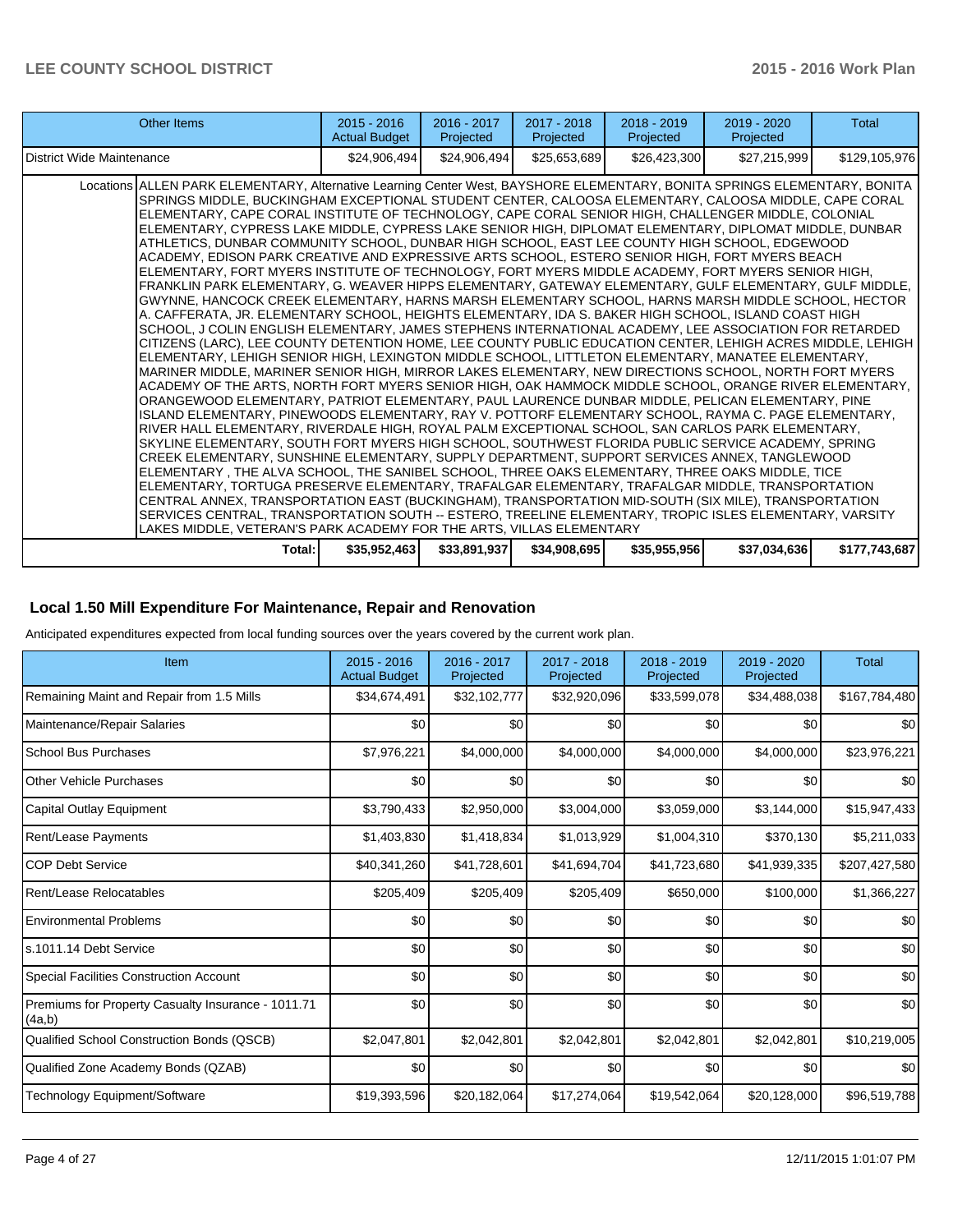| Other Items | 2015 - 2016 Actual Budget | 2016 - 2017 Projected | 2017 - 2018 Projected | 2018 - 2019 Projected | 2019 - 2020 Projected | Total |
|---|---|---|---|---|---|---|
| District Wide Maintenance | $24,906,494 | $24,906,494 | $25,653,689 | $26,423,300 | $27,215,999 | $129,105,976 |
| Locations: ALLEN PARK ELEMENTARY, Alternative Learning Center West, BAYSHORE ELEMENTARY, BONITA SPRINGS ELEMENTARY, BONITA SPRINGS MIDDLE, BUCKINGHAM EXCEPTIONAL STUDENT CENTER, CALOOSA ELEMENTARY, CALOOSA MIDDLE, CAPE CORAL ELEMENTARY, CAPE CORAL INSTITUTE OF TECHNOLOGY, CAPE CORAL SENIOR HIGH, CHALLENGER MIDDLE, COLONIAL ELEMENTARY, CYPRESS LAKE MIDDLE, CYPRESS LAKE SENIOR HIGH, DIPLOMAT ELEMENTARY, DIPLOMAT MIDDLE, DUNBAR ATHLETICS, DUNBAR COMMUNITY SCHOOL, DUNBAR HIGH SCHOOL, EAST LEE COUNTY HIGH SCHOOL, EDGEWOOD ACADEMY, EDISON PARK CREATIVE AND EXPRESSIVE ARTS SCHOOL, ESTERO SENIOR HIGH, FORT MYERS BEACH ELEMENTARY, FORT MYERS INSTITUTE OF TECHNOLOGY, FORT MYERS MIDDLE ACADEMY, FORT MYERS SENIOR HIGH, FRANKLIN PARK ELEMENTARY, G. WEAVER HIPPS ELEMENTARY, GATEWAY ELEMENTARY, GULF ELEMENTARY, GULF MIDDLE, GWYNNE, HANCOCK CREEK ELEMENTARY, HARNS MARSH ELEMENTARY SCHOOL, HARNS MARSH MIDDLE SCHOOL, HECTOR A. CAFFERATA, JR. ELEMENTARY SCHOOL, HEIGHTS ELEMENTARY, IDA S. BAKER HIGH SCHOOL, ISLAND COAST HIGH SCHOOL, J COLIN ENGLISH ELEMENTARY, JAMES STEPHENS INTERNATIONAL ACADEMY, LEE ASSOCIATION FOR RETARDED CITIZENS (LARC), LEE COUNTY DETENTION HOME, LEE COUNTY PUBLIC EDUCATION CENTER, LEHIGH ACRES MIDDLE, LEHIGH ELEMENTARY, LEHIGH SENIOR HIGH, LEXINGTON MIDDLE SCHOOL, LITTLETON ELEMENTARY, MANATEE ELEMENTARY, MARINER MIDDLE, MARINER SENIOR HIGH, MIRROR LAKES ELEMENTARY, NEW DIRECTIONS SCHOOL, NORTH FORT MYERS ACADEMY OF THE ARTS, NORTH FORT MYERS SENIOR HIGH, OAK HAMMOCK MIDDLE SCHOOL, ORANGE RIVER ELEMENTARY, ORANGEWOOD ELEMENTARY, PATRIOT ELEMENTARY, PAUL LAURENCE DUNBAR MIDDLE, PELICAN ELEMENTARY, PINE ISLAND ELEMENTARY, PINEWOODS ELEMENTARY, RAY V. POTTORF ELEMENTARY SCHOOL, RAYMA C. PAGE ELEMENTARY, RIVER HALL ELEMENTARY, RIVERDALE HIGH, ROYAL PALM EXCEPTIONAL SCHOOL, SAN CARLOS PARK ELEMENTARY, SKYLINE ELEMENTARY, SOUTH FORT MYERS HIGH SCHOOL, SOUTHWEST FLORIDA PUBLIC SERVICE ACADEMY, SPRING CREEK ELEMENTARY, SUNSHINE ELEMENTARY, SUPPLY DEPARTMENT, SUPPORT SERVICES ANNEX, TANGLEWOOD ELEMENTARY , THE ALVA SCHOOL, THE SANIBEL SCHOOL, THREE OAKS ELEMENTARY, THREE OAKS MIDDLE, TICE ELEMENTARY, TORTUGA PRESERVE ELEMENTARY, TRAFALGAR ELEMENTARY, TRAFALGAR MIDDLE, TRANSPORTATION CENTRAL ANNEX, TRANSPORTATION EAST (BUCKINGHAM), TRANSPORTATION MID-SOUTH (SIX MILE), TRANSPORTATION SERVICES CENTRAL, TRANSPORTATION SOUTH -- ESTERO, TREELINE ELEMENTARY, TROPIC ISLES ELEMENTARY, VARSITY LAKES MIDDLE, VETERAN'S PARK ACADEMY FOR THE ARTS, VILLAS ELEMENTARY | | | | | | |
| **Total:** | **$35,952,463** | **$33,891,937** | **$34,908,695** | **$35,955,956** | **$37,034,636** | **$177,743,687** |

## Local 1.50 Mill Expenditure For Maintenance, Repair and Renovation

Anticipated expenditures expected from local funding sources over the years covered by the current work plan.

| Item | 2015 - 2016 Actual Budget | 2016 - 2017 Projected | 2017 - 2018 Projected | 2018 - 2019 Projected | 2019 - 2020 Projected | Total |
|---|---|---|---|---|---|---|
| Remaining Maint and Repair from 1.5 Mills | $34,674,491 | $32,102,777 | $32,920,096 | $33,599,078 | $34,488,038 | $167,784,480 |
| Maintenance/Repair Salaries | $0 | $0 | $0 | $0 | $0 | $0 |
| School Bus Purchases | $7,976,221 | $4,000,000 | $4,000,000 | $4,000,000 | $4,000,000 | $23,976,221 |
| Other Vehicle Purchases | $0 | $0 | $0 | $0 | $0 | $0 |
| Capital Outlay Equipment | $3,790,433 | $2,950,000 | $3,004,000 | $3,059,000 | $3,144,000 | $15,947,433 |
| Rent/Lease Payments | $1,403,830 | $1,418,834 | $1,013,929 | $1,004,310 | $370,130 | $5,211,033 |
| COP Debt Service | $40,341,260 | $41,728,601 | $41,694,704 | $41,723,680 | $41,939,335 | $207,427,580 |
| Rent/Lease Relocatables | $205,409 | $205,409 | $205,409 | $650,000 | $100,000 | $1,366,227 |
| Environmental Problems | $0 | $0 | $0 | $0 | $0 | $0 |
| s.1011.14 Debt Service | $0 | $0 | $0 | $0 | $0 | $0 |
| Special Facilities Construction Account | $0 | $0 | $0 | $0 | $0 | $0 |
| Premiums for Property Casualty Insurance - 1011.71 (4a,b) | $0 | $0 | $0 | $0 | $0 | $0 |
| Qualified School Construction Bonds (QSCB) | $2,047,801 | $2,042,801 | $2,042,801 | $2,042,801 | $2,042,801 | $10,219,005 |
| Qualified Zone Academy Bonds (QZAB) | $0 | $0 | $0 | $0 | $0 | $0 |
| Technology Equipment/Software | $19,393,596 | $20,182,064 | $17,274,064 | $19,542,064 | $20,128,000 | $96,519,788 |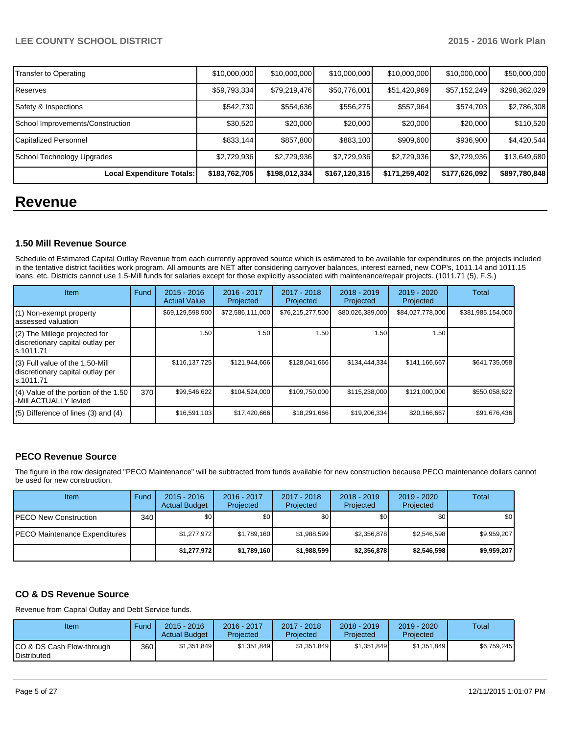| | | | | | | |
|---|---|---|---|---|---|---|
| Transfer to Operating | $10,000,000 | $10,000,000 | $10,000,000 | $10,000,000 | $10,000,000 | $50,000,000 |
| Reserves | $59,793,334 | $79,219,476 | $50,776,001 | $51,420,969 | $57,152,249 | $298,362,029 |
| Safety & Inspections | $542,730 | $554,636 | $556,275 | $557,964 | $574,703 | $2,786,308 |
| School Improvements/Construction | $30,520 | $20,000 | $20,000 | $20,000 | $20,000 | $110,520 |
| Capitalized Personnel | $833,144 | $857,800 | $883,100 | $909,600 | $936,900 | $4,420,544 |
| School Technology Upgrades | $2,729,936 | $2,729,936 | $2,729,936 | $2,729,936 | $2,729,936 | $13,649,680 |
| **Local Expenditure Totals:** | **$183,762,705** | **$198,012,334** | **$167,120,315** | **$171,259,402** | **$177,626,092** | **$897,780,848** |

# Revenue

### 1.50 Mill Revenue Source

Schedule of Estimated Capital Outlay Revenue from each currently approved source which is estimated to be available for expenditures on the projects included in the tentative district facilities work program. All amounts are NET after considering carryover balances, interest earned, new COP's, 1011.14 and 1011.15 loans, etc. Districts cannot use 1.5-Mill funds for salaries except for those explicitly associated with maintenance/repair projects. (1011.71 (5), F.S.)

| Item | Fund | 2015 - 2016 Actual Value | 2016 - 2017 Projected | 2017 - 2018 Projected | 2018 - 2019 Projected | 2019 - 2020 Projected | Total |
|---|---|---|---|---|---|---|---|
| (1) Non-exempt property assessed valuation | | $69,129,598,500 | $72,586,111,000 | $76,215,277,500 | $80,026,389,000 | $84,027,778,000 | $381,985,154,000 |
| (2) The Millege projected for discretionary capital outlay per s.1011.71 | | 1.50 | 1.50 | 1.50 | 1.50 | 1.50 | |
| (3) Full value of the 1.50-Mill discretionary capital outlay per s.1011.71 | | $116,137,725 | $121,944,666 | $128,041,666 | $134,444,334 | $141,166,667 | $641,735,058 |
| (4) Value of the portion of the 1.50 -Mill ACTUALLY levied | 370 | $99,546,622 | $104,524,000 | $109,750,000 | $115,238,000 | $121,000,000 | $550,058,622 |
| (5) Difference of lines (3) and (4) | | $16,591,103 | $17,420,666 | $18,291,666 | $19,206,334 | $20,166,667 | $91,676,436 |

### PECO Revenue Source

The figure in the row designated "PECO Maintenance" will be subtracted from funds available for new construction because PECO maintenance dollars cannot be used for new construction.

| Item | Fund | 2015 - 2016 Actual Budget | 2016 - 2017 Projected | 2017 - 2018 Projected | 2018 - 2019 Projected | 2019 - 2020 Projected | Total |
|---|---|---|---|---|---|---|---|
| PECO New Construction | 340 | $0 | $0 | $0 | $0 | $0 | $0 |
| PECO Maintenance Expenditures | | $1,277,972 | $1,789,160 | $1,988,599 | $2,356,878 | $2,546,598 | $9,959,207 |
| | | **$1,277,972** | **$1,789,160** | **$1,988,599** | **$2,356,878** | **$2,546,598** | **$9,959,207** |

### CO & DS Revenue Source

Revenue from Capital Outlay and Debt Service funds.

| Item | Fund | 2015 - 2016 Actual Budget | 2016 - 2017 Projected | 2017 - 2018 Projected | 2018 - 2019 Projected | 2019 - 2020 Projected | Total |
|---|---|---|---|---|---|---|---|
| CO & DS Cash Flow-through Distributed | 360 | $1,351,849 | $1,351,849 | $1,351,849 | $1,351,849 | $1,351,849 | $6,759,245 |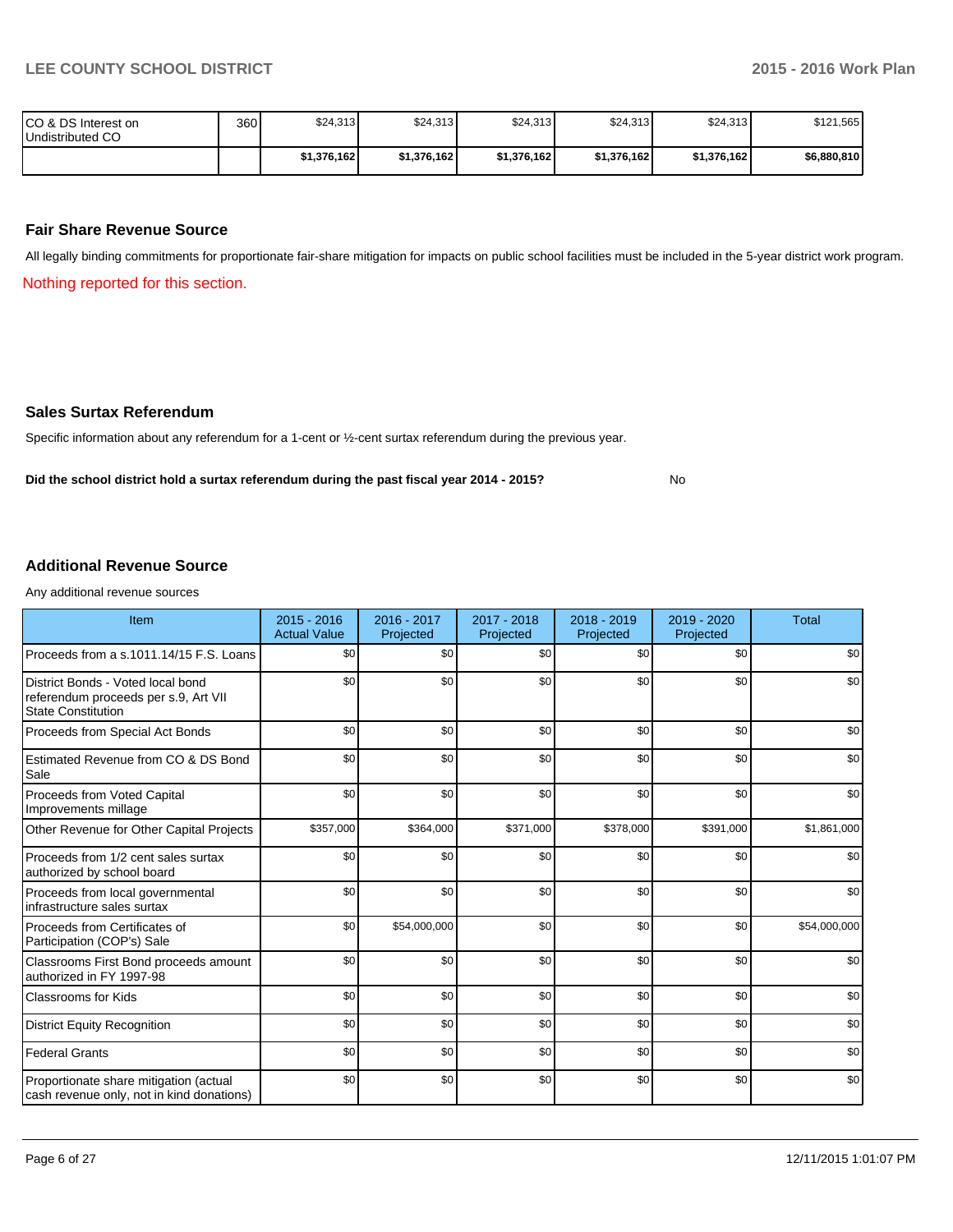| | | | | | | | |
|---|---|---|---|---|---|---|---|
| CO & DS Interest on Undistributed CO | 360 | $24,313 | $24,313 | $24,313 | $24,313 | $24,313 | $121,565 |
| | | **$1,376,162** | **$1,376,162** | **$1,376,162** | **$1,376,162** | **$1,376,162** | **$6,880,810** |

### Fair Share Revenue Source

All legally binding commitments for proportionate fair-share mitigation for impacts on public school facilities must be included in the 5-year district work program.

Nothing reported for this section.

### Sales Surtax Referendum

Specific information about any referendum for a 1-cent or ½-cent surtax referendum during the previous year.

**Did the school district hold a surtax referendum during the past fiscal year 2014 - 2015?** No

### Additional Revenue Source

Any additional revenue sources

| Item | 2015 - 2016 Actual Value | 2016 - 2017 Projected | 2017 - 2018 Projected | 2018 - 2019 Projected | 2019 - 2020 Projected | Total |
|---|---|---|---|---|---|---|
| Proceeds from a s.1011.14/15 F.S. Loans | $0 | $0 | $0 | $0 | $0 | $0 |
| District Bonds - Voted local bond referendum proceeds per s.9, Art VII State Constitution | $0 | $0 | $0 | $0 | $0 | $0 |
| Proceeds from Special Act Bonds | $0 | $0 | $0 | $0 | $0 | $0 |
| Estimated Revenue from CO & DS Bond Sale | $0 | $0 | $0 | $0 | $0 | $0 |
| Proceeds from Voted Capital Improvements millage | $0 | $0 | $0 | $0 | $0 | $0 |
| Other Revenue for Other Capital Projects | $357,000 | $364,000 | $371,000 | $378,000 | $391,000 | $1,861,000 |
| Proceeds from 1/2 cent sales surtax authorized by school board | $0 | $0 | $0 | $0 | $0 | $0 |
| Proceeds from local governmental infrastructure sales surtax | $0 | $0 | $0 | $0 | $0 | $0 |
| Proceeds from Certificates of Participation (COP's) Sale | $0 | $54,000,000 | $0 | $0 | $0 | $54,000,000 |
| Classrooms First Bond proceeds amount authorized in FY 1997-98 | $0 | $0 | $0 | $0 | $0 | $0 |
| Classrooms for Kids | $0 | $0 | $0 | $0 | $0 | $0 |
| District Equity Recognition | $0 | $0 | $0 | $0 | $0 | $0 |
| Federal Grants | $0 | $0 | $0 | $0 | $0 | $0 |
| Proportionate share mitigation (actual cash revenue only, not in kind donations) | $0 | $0 | $0 | $0 | $0 | $0 |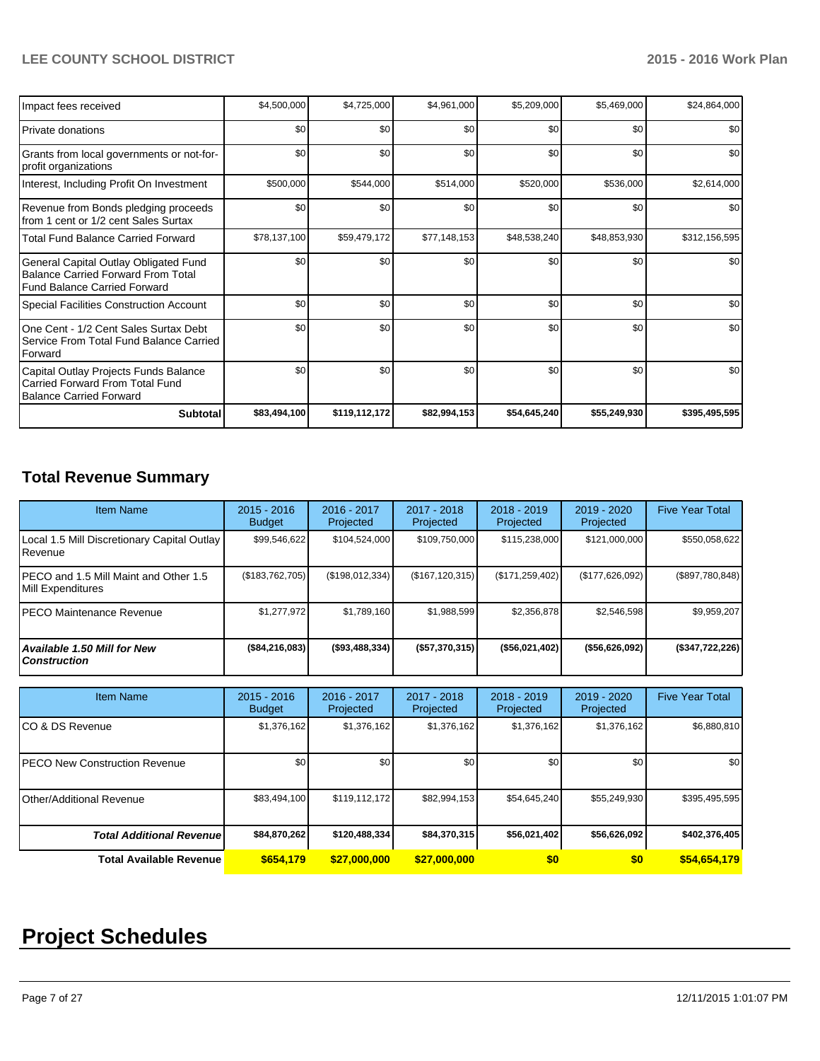| | | | | | | |
|---|---|---|---|---|---|---|
| Impact fees received | $4,500,000 | $4,725,000 | $4,961,000 | $5,209,000 | $5,469,000 | $24,864,000 |
| Private donations | $0 | $0 | $0 | $0 | $0 | $0 |
| Grants from local governments or not-for-profit organizations | $0 | $0 | $0 | $0 | $0 | $0 |
| Interest, Including Profit On Investment | $500,000 | $544,000 | $514,000 | $520,000 | $536,000 | $2,614,000 |
| Revenue from Bonds pledging proceeds from 1 cent or 1/2 cent Sales Surtax | $0 | $0 | $0 | $0 | $0 | $0 |
| Total Fund Balance Carried Forward | $78,137,100 | $59,479,172 | $77,148,153 | $48,538,240 | $48,853,930 | $312,156,595 |
| General Capital Outlay Obligated Fund Balance Carried Forward From Total Fund Balance Carried Forward | $0 | $0 | $0 | $0 | $0 | $0 |
| Special Facilities Construction Account | $0 | $0 | $0 | $0 | $0 | $0 |
| One Cent - 1/2 Cent Sales Surtax Debt Service From Total Fund Balance Carried Forward | $0 | $0 | $0 | $0 | $0 | $0 |
| Capital Outlay Projects Funds Balance Carried Forward From Total Fund Balance Carried Forward | $0 | $0 | $0 | $0 | $0 | $0 |
| **Subtotal** | **$83,494,100** | **$119,112,172** | **$82,994,153** | **$54,645,240** | **$55,249,930** | **$395,495,595** |

## Total Revenue Summary

| Item Name | 2015 - 2016 Budget | 2016 - 2017 Projected | 2017 - 2018 Projected | 2018 - 2019 Projected | 2019 - 2020 Projected | Five Year Total |
|---|---|---|---|---|---|---|
| Local 1.5 Mill Discretionary Capital Outlay Revenue | $99,546,622 | $104,524,000 | $109,750,000 | $115,238,000 | $121,000,000 | $550,058,622 |
| PECO and 1.5 Mill Maint and Other 1.5 Mill Expenditures | ($183,762,705) | ($198,012,334) | ($167,120,315) | ($171,259,402) | ($177,626,092) | ($897,780,848) |
| PECO Maintenance Revenue | $1,277,972 | $1,789,160 | $1,988,599 | $2,356,878 | $2,546,598 | $9,959,207 |
| ***Available 1.50 Mill for New Construction*** | **($84,216,083)** | **($93,488,334)** | **($57,370,315)** | **($56,021,402)** | **($56,626,092)** | **($347,722,226)** |

| Item Name | 2015 - 2016 Budget | 2016 - 2017 Projected | 2017 - 2018 Projected | 2018 - 2019 Projected | 2019 - 2020 Projected | Five Year Total |
|---|---|---|---|---|---|---|
| CO & DS Revenue | $1,376,162 | $1,376,162 | $1,376,162 | $1,376,162 | $1,376,162 | $6,880,810 |
| PECO New Construction Revenue | $0 | $0 | $0 | $0 | $0 | $0 |
| Other/Additional Revenue | $83,494,100 | $119,112,172 | $82,994,153 | $54,645,240 | $55,249,930 | $395,495,595 |
| ***Total Additional Revenue*** | **$84,870,262** | **$120,488,334** | **$84,370,315** | **$56,021,402** | **$56,626,092** | **$402,376,405** |
| **Total Available Revenue** | **$654,179** | **$27,000,000** | **$27,000,000** | **$0** | **$0** | **$54,654,179** |

# Project Schedules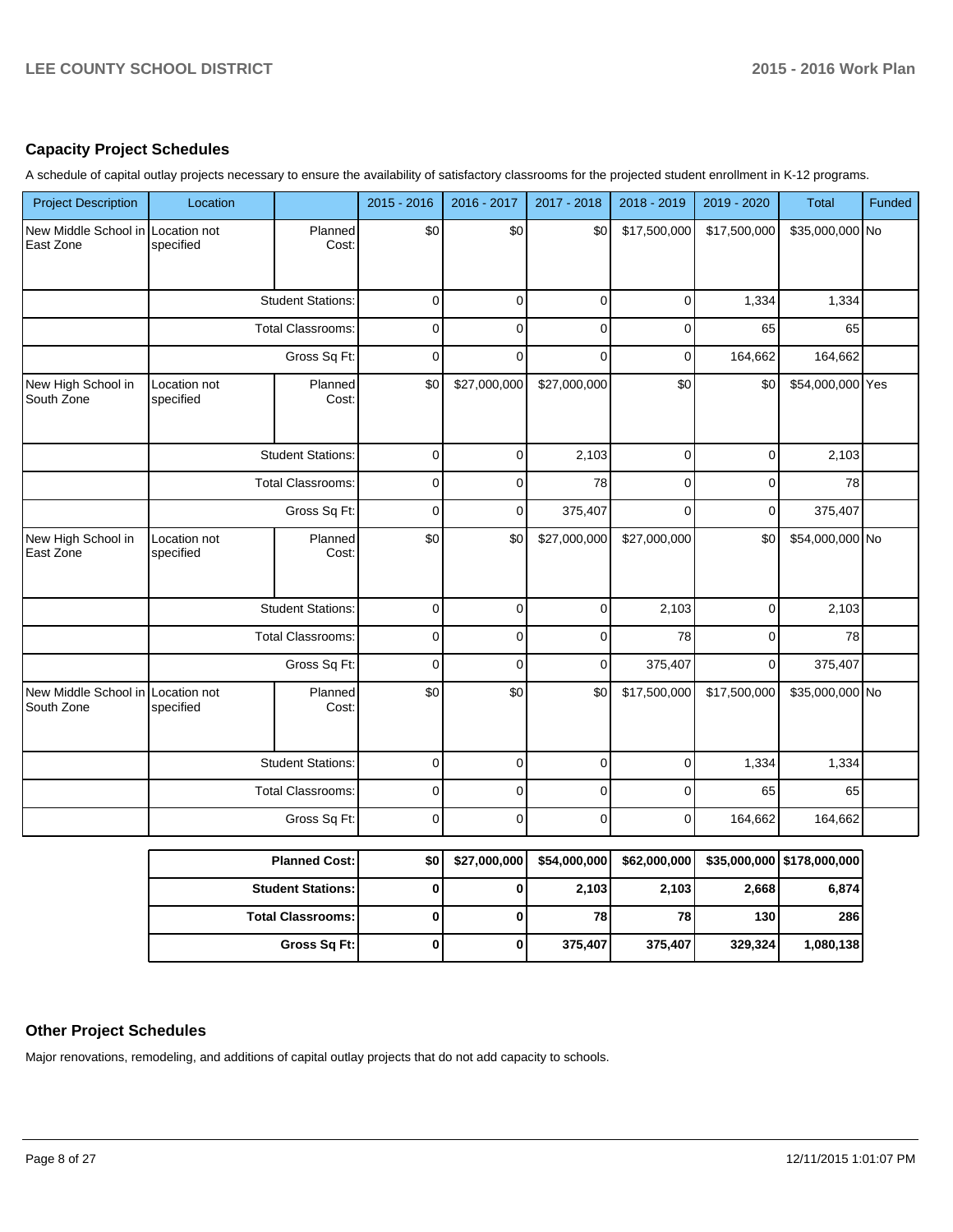## Capacity Project Schedules

A schedule of capital outlay projects necessary to ensure the availability of satisfactory classrooms for the projected student enrollment in K-12 programs.

| Project Description | Location | | 2015 - 2016 | 2016 - 2017 | 2017 - 2018 | 2018 - 2019 | 2019 - 2020 | Total | Funded |
|---|---|---|---|---|---|---|---|---|---|
| New Middle School in East Zone | Location not specified | Planned Cost: | $0 | $0 | $0 | $17,500,000 | $17,500,000 | $35,000,000 | No |
| | | Student Stations: | 0 | 0 | 0 | 0 | 1,334 | 1,334 | |
| | | Total Classrooms: | 0 | 0 | 0 | 0 | 65 | 65 | |
| | | Gross Sq Ft: | 0 | 0 | 0 | 0 | 164,662 | 164,662 | |
| New High School in South Zone | Location not specified | Planned Cost: | $0 | $27,000,000 | $27,000,000 | $0 | $0 | $54,000,000 | Yes |
| | | Student Stations: | 0 | 0 | 2,103 | 0 | 0 | 2,103 | |
| | | Total Classrooms: | 0 | 0 | 78 | 0 | 0 | 78 | |
| | | Gross Sq Ft: | 0 | 0 | 375,407 | 0 | 0 | 375,407 | |
| New High School in East Zone | Location not specified | Planned Cost: | $0 | $0 | $27,000,000 | $27,000,000 | $0 | $54,000,000 | No |
| | | Student Stations: | 0 | 0 | 0 | 2,103 | 0 | 2,103 | |
| | | Total Classrooms: | 0 | 0 | 0 | 78 | 0 | 78 | |
| | | Gross Sq Ft: | 0 | 0 | 0 | 375,407 | 0 | 375,407 | |
| New Middle School in South Zone | Location not specified | Planned Cost: | $0 | $0 | $0 | $17,500,000 | $17,500,000 | $35,000,000 | No |
| | | Student Stations: | 0 | 0 | 0 | 0 | 1,334 | 1,334 | |
| | | Total Classrooms: | 0 | 0 | 0 | 0 | 65 | 65 | |
| | | Gross Sq Ft: | 0 | 0 | 0 | 0 | 164,662 | 164,662 | |

| | 2015 - 2016 | 2016 - 2017 | 2017 - 2018 | 2018 - 2019 | 2019 - 2020 | Total |
|---|---|---|---|---|---|---|
| **Planned Cost:** | **$0** | **$27,000,000** | **$54,000,000** | **$62,000,000** | **$35,000,000** | **$178,000,000** |
| **Student Stations:** | **0** | **0** | **2,103** | **2,103** | **2,668** | **6,874** |
| **Total Classrooms:** | **0** | **0** | **78** | **78** | **130** | **286** |
| **Gross Sq Ft:** | **0** | **0** | **375,407** | **375,407** | **329,324** | **1,080,138** |

## Other Project Schedules

Major renovations, remodeling, and additions of capital outlay projects that do not add capacity to schools.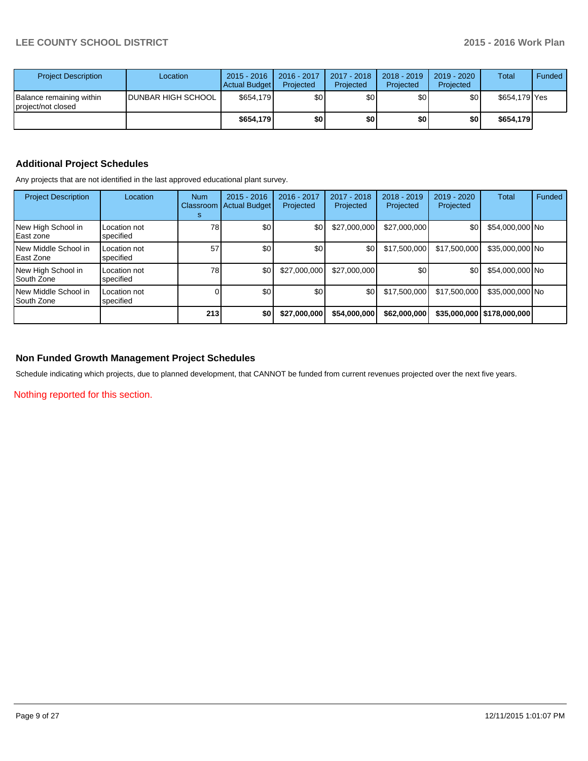| Project Description | Location | 2015 - 2016 Actual Budget | 2016 - 2017 Projected | 2017 - 2018 Projected | 2018 - 2019 Projected | 2019 - 2020 Projected | Total | Funded |
|---|---|---|---|---|---|---|---|---|
| Balance remaining within project/not closed | DUNBAR HIGH SCHOOL | $654,179 | $0 | $0 | $0 | $0 | $654,179 | Yes |
| | | **$654,179** | **$0** | **$0** | **$0** | **$0** | **$654,179** | |

## Additional Project Schedules

Any projects that are not identified in the last approved educational plant survey.

| Project Description | Location | Num Classrooms | 2015 - 2016 Actual Budget | 2016 - 2017 Projected | 2017 - 2018 Projected | 2018 - 2019 Projected | 2019 - 2020 Projected | Total | Funded |
|---|---|---|---|---|---|---|---|---|---|
| New High School in East zone | Location not specified | 78 | $0 | $0 | $27,000,000 | $27,000,000 | $0 | $54,000,000 | No |
| New Middle School in East Zone | Location not specified | 57 | $0 | $0 | $0 | $17,500,000 | $17,500,000 | $35,000,000 | No |
| New High School in South Zone | Location not specified | 78 | $0 | $27,000,000 | $27,000,000 | $0 | $0 | $54,000,000 | No |
| New Middle School in South Zone | Location not specified | 0 | $0 | $0 | $0 | $17,500,000 | $17,500,000 | $35,000,000 | No |
| | | **213** | **$0** | **$27,000,000** | **$54,000,000** | **$62,000,000** | **$35,000,000** | **$178,000,000** | |

## Non Funded Growth Management Project Schedules

Schedule indicating which projects, due to planned development, that CANNOT be funded from current revenues projected over the next five years.

Nothing reported for this section.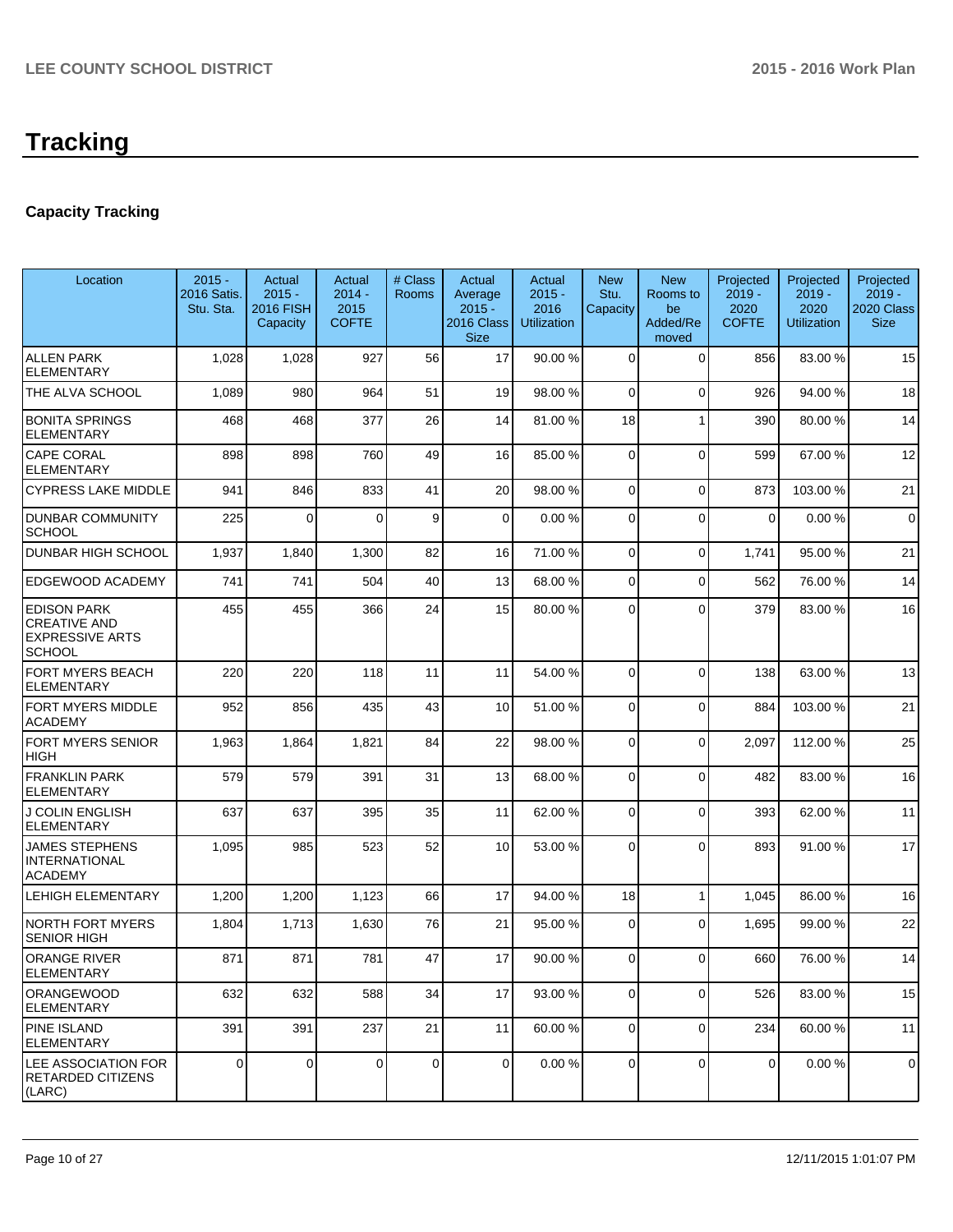# Tracking

## Capacity Tracking

| Location | 2015 - 2016 Satis. Stu. Sta. | Actual 2015 - 2016 FISH Capacity | Actual 2014 - 2015 COFTE | # Class Rooms | Actual Average 2015 - 2016 Class Size | Actual 2015 - 2016 Utilization | New Stu. Capacity | New Rooms to be Added/Removed | Projected 2019 - 2020 COFTE | Projected 2019 - 2020 Utilization | Projected 2019 - 2020 Class Size |
|---|---|---|---|---|---|---|---|---|---|---|---|
| ALLEN PARK ELEMENTARY | 1,028 | 1,028 | 927 | 56 | 17 | 90.00 % | 0 | 0 | 856 | 83.00 % | 15 |
| THE ALVA SCHOOL | 1,089 | 980 | 964 | 51 | 19 | 98.00 % | 0 | 0 | 926 | 94.00 % | 18 |
| BONITA SPRINGS ELEMENTARY | 468 | 468 | 377 | 26 | 14 | 81.00 % | 18 | 1 | 390 | 80.00 % | 14 |
| CAPE CORAL ELEMENTARY | 898 | 898 | 760 | 49 | 16 | 85.00 % | 0 | 0 | 599 | 67.00 % | 12 |
| CYPRESS LAKE MIDDLE | 941 | 846 | 833 | 41 | 20 | 98.00 % | 0 | 0 | 873 | 103.00 % | 21 |
| DUNBAR COMMUNITY SCHOOL | 225 | 0 | 0 | 9 | 0 | 0.00 % | 0 | 0 | 0 | 0.00 % | 0 |
| DUNBAR HIGH SCHOOL | 1,937 | 1,840 | 1,300 | 82 | 16 | 71.00 % | 0 | 0 | 1,741 | 95.00 % | 21 |
| EDGEWOOD ACADEMY | 741 | 741 | 504 | 40 | 13 | 68.00 % | 0 | 0 | 562 | 76.00 % | 14 |
| EDISON PARK CREATIVE AND EXPRESSIVE ARTS SCHOOL | 455 | 455 | 366 | 24 | 15 | 80.00 % | 0 | 0 | 379 | 83.00 % | 16 |
| FORT MYERS BEACH ELEMENTARY | 220 | 220 | 118 | 11 | 11 | 54.00 % | 0 | 0 | 138 | 63.00 % | 13 |
| FORT MYERS MIDDLE ACADEMY | 952 | 856 | 435 | 43 | 10 | 51.00 % | 0 | 0 | 884 | 103.00 % | 21 |
| FORT MYERS SENIOR HIGH | 1,963 | 1,864 | 1,821 | 84 | 22 | 98.00 % | 0 | 0 | 2,097 | 112.00 % | 25 |
| FRANKLIN PARK ELEMENTARY | 579 | 579 | 391 | 31 | 13 | 68.00 % | 0 | 0 | 482 | 83.00 % | 16 |
| J COLIN ENGLISH ELEMENTARY | 637 | 637 | 395 | 35 | 11 | 62.00 % | 0 | 0 | 393 | 62.00 % | 11 |
| JAMES STEPHENS INTERNATIONAL ACADEMY | 1,095 | 985 | 523 | 52 | 10 | 53.00 % | 0 | 0 | 893 | 91.00 % | 17 |
| LEHIGH ELEMENTARY | 1,200 | 1,200 | 1,123 | 66 | 17 | 94.00 % | 18 | 1 | 1,045 | 86.00 % | 16 |
| NORTH FORT MYERS SENIOR HIGH | 1,804 | 1,713 | 1,630 | 76 | 21 | 95.00 % | 0 | 0 | 1,695 | 99.00 % | 22 |
| ORANGE RIVER ELEMENTARY | 871 | 871 | 781 | 47 | 17 | 90.00 % | 0 | 0 | 660 | 76.00 % | 14 |
| ORANGEWOOD ELEMENTARY | 632 | 632 | 588 | 34 | 17 | 93.00 % | 0 | 0 | 526 | 83.00 % | 15 |
| PINE ISLAND ELEMENTARY | 391 | 391 | 237 | 21 | 11 | 60.00 % | 0 | 0 | 234 | 60.00 % | 11 |
| LEE ASSOCIATION FOR RETARDED CITIZENS (LARC) | 0 | 0 | 0 | 0 | 0 | 0.00 % | 0 | 0 | 0 | 0.00 % | 0 |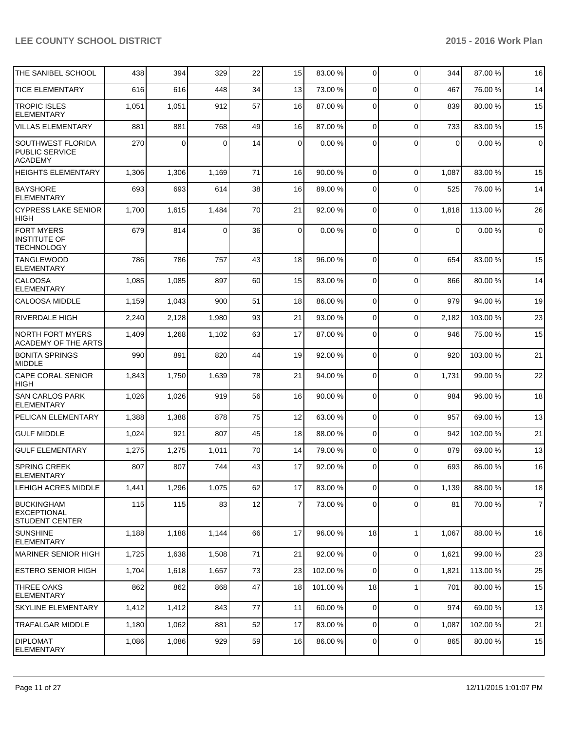| | | | | | | | | | | |
|---|---|---|---|---|---|---|---|---|---|---|
| THE SANIBEL SCHOOL | 438 | 394 | 329 | 22 | 15 | 83.00 % | 0 | 0 | 344 | 87.00 % | 16 |
| TICE ELEMENTARY | 616 | 616 | 448 | 34 | 13 | 73.00 % | 0 | 0 | 467 | 76.00 % | 14 |
| TROPIC ISLES ELEMENTARY | 1,051 | 1,051 | 912 | 57 | 16 | 87.00 % | 0 | 0 | 839 | 80.00 % | 15 |
| VILLAS ELEMENTARY | 881 | 881 | 768 | 49 | 16 | 87.00 % | 0 | 0 | 733 | 83.00 % | 15 |
| SOUTHWEST FLORIDA PUBLIC SERVICE ACADEMY | 270 | 0 | 0 | 14 | 0 | 0.00 % | 0 | 0 | 0 | 0.00 % | 0 |
| HEIGHTS ELEMENTARY | 1,306 | 1,306 | 1,169 | 71 | 16 | 90.00 % | 0 | 0 | 1,087 | 83.00 % | 15 |
| BAYSHORE ELEMENTARY | 693 | 693 | 614 | 38 | 16 | 89.00 % | 0 | 0 | 525 | 76.00 % | 14 |
| CYPRESS LAKE SENIOR HIGH | 1,700 | 1,615 | 1,484 | 70 | 21 | 92.00 % | 0 | 0 | 1,818 | 113.00 % | 26 |
| FORT MYERS INSTITUTE OF TECHNOLOGY | 679 | 814 | 0 | 36 | 0 | 0.00 % | 0 | 0 | 0 | 0.00 % | 0 |
| TANGLEWOOD ELEMENTARY | 786 | 786 | 757 | 43 | 18 | 96.00 % | 0 | 0 | 654 | 83.00 % | 15 |
| CALOOSA ELEMENTARY | 1,085 | 1,085 | 897 | 60 | 15 | 83.00 % | 0 | 0 | 866 | 80.00 % | 14 |
| CALOOSA MIDDLE | 1,159 | 1,043 | 900 | 51 | 18 | 86.00 % | 0 | 0 | 979 | 94.00 % | 19 |
| RIVERDALE HIGH | 2,240 | 2,128 | 1,980 | 93 | 21 | 93.00 % | 0 | 0 | 2,182 | 103.00 % | 23 |
| NORTH FORT MYERS ACADEMY OF THE ARTS | 1,409 | 1,268 | 1,102 | 63 | 17 | 87.00 % | 0 | 0 | 946 | 75.00 % | 15 |
| BONITA SPRINGS MIDDLE | 990 | 891 | 820 | 44 | 19 | 92.00 % | 0 | 0 | 920 | 103.00 % | 21 |
| CAPE CORAL SENIOR HIGH | 1,843 | 1,750 | 1,639 | 78 | 21 | 94.00 % | 0 | 0 | 1,731 | 99.00 % | 22 |
| SAN CARLOS PARK ELEMENTARY | 1,026 | 1,026 | 919 | 56 | 16 | 90.00 % | 0 | 0 | 984 | 96.00 % | 18 |
| PELICAN ELEMENTARY | 1,388 | 1,388 | 878 | 75 | 12 | 63.00 % | 0 | 0 | 957 | 69.00 % | 13 |
| GULF MIDDLE | 1,024 | 921 | 807 | 45 | 18 | 88.00 % | 0 | 0 | 942 | 102.00 % | 21 |
| GULF ELEMENTARY | 1,275 | 1,275 | 1,011 | 70 | 14 | 79.00 % | 0 | 0 | 879 | 69.00 % | 13 |
| SPRING CREEK ELEMENTARY | 807 | 807 | 744 | 43 | 17 | 92.00 % | 0 | 0 | 693 | 86.00 % | 16 |
| LEHIGH ACRES MIDDLE | 1,441 | 1,296 | 1,075 | 62 | 17 | 83.00 % | 0 | 0 | 1,139 | 88.00 % | 18 |
| BUCKINGHAM EXCEPTIONAL STUDENT CENTER | 115 | 115 | 83 | 12 | 7 | 73.00 % | 0 | 0 | 81 | 70.00 % | 7 |
| SUNSHINE ELEMENTARY | 1,188 | 1,188 | 1,144 | 66 | 17 | 96.00 % | 18 | 1 | 1,067 | 88.00 % | 16 |
| MARINER SENIOR HIGH | 1,725 | 1,638 | 1,508 | 71 | 21 | 92.00 % | 0 | 0 | 1,621 | 99.00 % | 23 |
| ESTERO SENIOR HIGH | 1,704 | 1,618 | 1,657 | 73 | 23 | 102.00 % | 0 | 0 | 1,821 | 113.00 % | 25 |
| THREE OAKS ELEMENTARY | 862 | 862 | 868 | 47 | 18 | 101.00 % | 18 | 1 | 701 | 80.00 % | 15 |
| SKYLINE ELEMENTARY | 1,412 | 1,412 | 843 | 77 | 11 | 60.00 % | 0 | 0 | 974 | 69.00 % | 13 |
| TRAFALGAR MIDDLE | 1,180 | 1,062 | 881 | 52 | 17 | 83.00 % | 0 | 0 | 1,087 | 102.00 % | 21 |
| DIPLOMAT ELEMENTARY | 1,086 | 1,086 | 929 | 59 | 16 | 86.00 % | 0 | 0 | 865 | 80.00 % | 15 |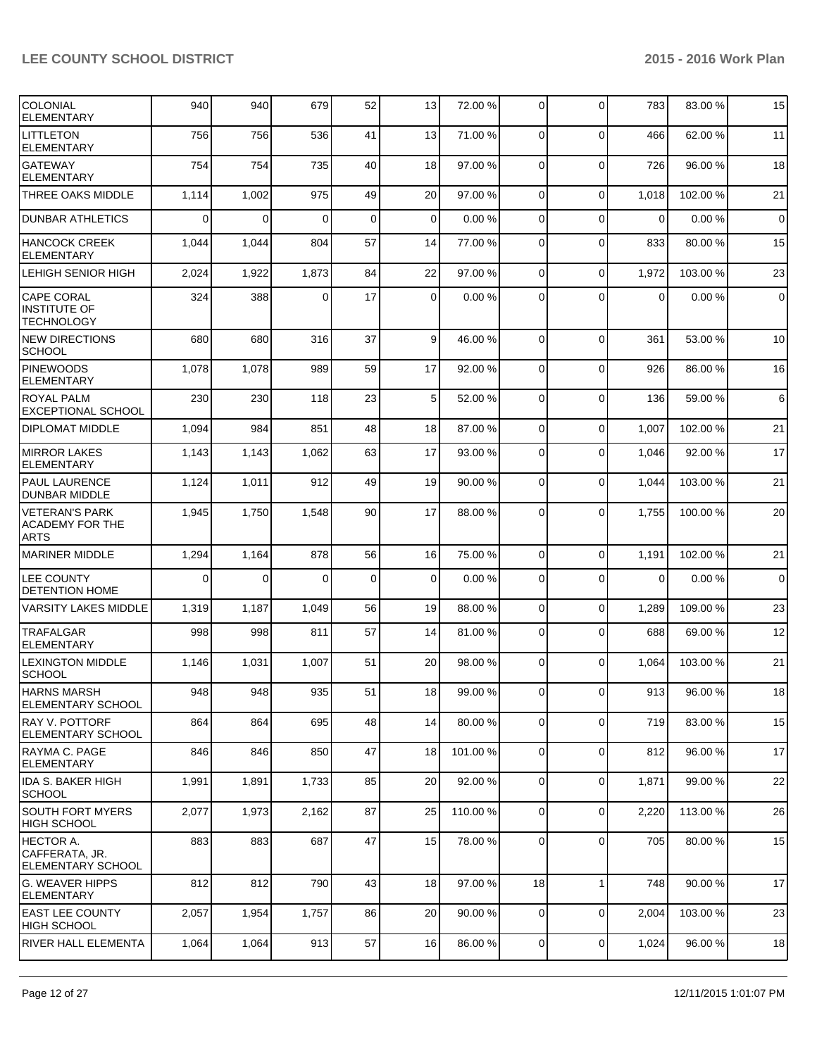| | | | | | | | | | | | |
|---|---|---|---|---|---|---|---|---|---|---|---|
| COLONIAL ELEMENTARY | 940 | 940 | 679 | 52 | 13 | 72.00 % | 0 | 0 | 783 | 83.00 % | 15 |
| LITTLETON ELEMENTARY | 756 | 756 | 536 | 41 | 13 | 71.00 % | 0 | 0 | 466 | 62.00 % | 11 |
| GATEWAY ELEMENTARY | 754 | 754 | 735 | 40 | 18 | 97.00 % | 0 | 0 | 726 | 96.00 % | 18 |
| THREE OAKS MIDDLE | 1,114 | 1,002 | 975 | 49 | 20 | 97.00 % | 0 | 0 | 1,018 | 102.00 % | 21 |
| DUNBAR ATHLETICS | 0 | 0 | 0 | 0 | 0 | 0.00 % | 0 | 0 | 0 | 0.00 % | 0 |
| HANCOCK CREEK ELEMENTARY | 1,044 | 1,044 | 804 | 57 | 14 | 77.00 % | 0 | 0 | 833 | 80.00 % | 15 |
| LEHIGH SENIOR HIGH | 2,024 | 1,922 | 1,873 | 84 | 22 | 97.00 % | 0 | 0 | 1,972 | 103.00 % | 23 |
| CAPE CORAL INSTITUTE OF TECHNOLOGY | 324 | 388 | 0 | 17 | 0 | 0.00 % | 0 | 0 | 0 | 0.00 % | 0 |
| NEW DIRECTIONS SCHOOL | 680 | 680 | 316 | 37 | 9 | 46.00 % | 0 | 0 | 361 | 53.00 % | 10 |
| PINEWOODS ELEMENTARY | 1,078 | 1,078 | 989 | 59 | 17 | 92.00 % | 0 | 0 | 926 | 86.00 % | 16 |
| ROYAL PALM EXCEPTIONAL SCHOOL | 230 | 230 | 118 | 23 | 5 | 52.00 % | 0 | 0 | 136 | 59.00 % | 6 |
| DIPLOMAT MIDDLE | 1,094 | 984 | 851 | 48 | 18 | 87.00 % | 0 | 0 | 1,007 | 102.00 % | 21 |
| MIRROR LAKES ELEMENTARY | 1,143 | 1,143 | 1,062 | 63 | 17 | 93.00 % | 0 | 0 | 1,046 | 92.00 % | 17 |
| PAUL LAURENCE DUNBAR MIDDLE | 1,124 | 1,011 | 912 | 49 | 19 | 90.00 % | 0 | 0 | 1,044 | 103.00 % | 21 |
| VETERAN'S PARK ACADEMY FOR THE ARTS | 1,945 | 1,750 | 1,548 | 90 | 17 | 88.00 % | 0 | 0 | 1,755 | 100.00 % | 20 |
| MARINER MIDDLE | 1,294 | 1,164 | 878 | 56 | 16 | 75.00 % | 0 | 0 | 1,191 | 102.00 % | 21 |
| LEE COUNTY DETENTION HOME | 0 | 0 | 0 | 0 | 0 | 0.00 % | 0 | 0 | 0 | 0.00 % | 0 |
| VARSITY LAKES MIDDLE | 1,319 | 1,187 | 1,049 | 56 | 19 | 88.00 % | 0 | 0 | 1,289 | 109.00 % | 23 |
| TRAFALGAR ELEMENTARY | 998 | 998 | 811 | 57 | 14 | 81.00 % | 0 | 0 | 688 | 69.00 % | 12 |
| LEXINGTON MIDDLE SCHOOL | 1,146 | 1,031 | 1,007 | 51 | 20 | 98.00 % | 0 | 0 | 1,064 | 103.00 % | 21 |
| HARNS MARSH ELEMENTARY SCHOOL | 948 | 948 | 935 | 51 | 18 | 99.00 % | 0 | 0 | 913 | 96.00 % | 18 |
| RAY V. POTTORF ELEMENTARY SCHOOL | 864 | 864 | 695 | 48 | 14 | 80.00 % | 0 | 0 | 719 | 83.00 % | 15 |
| RAYMA C. PAGE ELEMENTARY | 846 | 846 | 850 | 47 | 18 | 101.00 % | 0 | 0 | 812 | 96.00 % | 17 |
| IDA S. BAKER HIGH SCHOOL | 1,991 | 1,891 | 1,733 | 85 | 20 | 92.00 % | 0 | 0 | 1,871 | 99.00 % | 22 |
| SOUTH FORT MYERS HIGH SCHOOL | 2,077 | 1,973 | 2,162 | 87 | 25 | 110.00 % | 0 | 0 | 2,220 | 113.00 % | 26 |
| HECTOR A. CAFFERATA, JR. ELEMENTARY SCHOOL | 883 | 883 | 687 | 47 | 15 | 78.00 % | 0 | 0 | 705 | 80.00 % | 15 |
| G. WEAVER HIPPS ELEMENTARY | 812 | 812 | 790 | 43 | 18 | 97.00 % | 18 | 1 | 748 | 90.00 % | 17 |
| EAST LEE COUNTY HIGH SCHOOL | 2,057 | 1,954 | 1,757 | 86 | 20 | 90.00 % | 0 | 0 | 2,004 | 103.00 % | 23 |
| RIVER HALL ELEMENTA | 1,064 | 1,064 | 913 | 57 | 16 | 86.00 % | 0 | 0 | 1,024 | 96.00 % | 18 |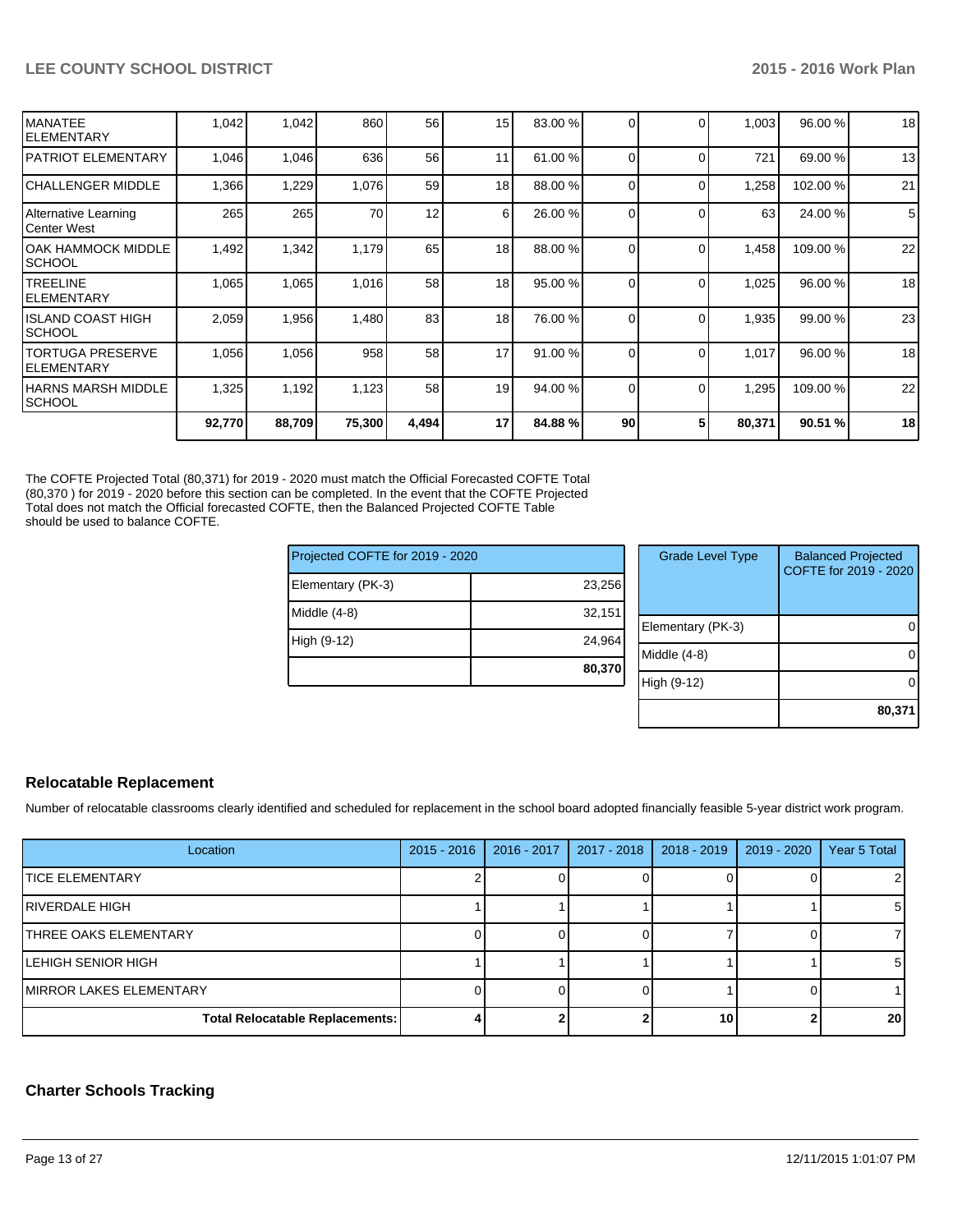| | | | | | | | | | | | |
|---|---|---|---|---|---|---|---|---|---|---|---|
| MANATEE ELEMENTARY | 1,042 | 1,042 | 860 | 56 | 15 | 83.00 % | 0 | 0 | 1,003 | 96.00 % | 18 |
| PATRIOT ELEMENTARY | 1,046 | 1,046 | 636 | 56 | 11 | 61.00 % | 0 | 0 | 721 | 69.00 % | 13 |
| CHALLENGER MIDDLE | 1,366 | 1,229 | 1,076 | 59 | 18 | 88.00 % | 0 | 0 | 1,258 | 102.00 % | 21 |
| Alternative Learning Center West | 265 | 265 | 70 | 12 | 6 | 26.00 % | 0 | 0 | 63 | 24.00 % | 5 |
| OAK HAMMOCK MIDDLE SCHOOL | 1,492 | 1,342 | 1,179 | 65 | 18 | 88.00 % | 0 | 0 | 1,458 | 109.00 % | 22 |
| TREELINE ELEMENTARY | 1,065 | 1,065 | 1,016 | 58 | 18 | 95.00 % | 0 | 0 | 1,025 | 96.00 % | 18 |
| ISLAND COAST HIGH SCHOOL | 2,059 | 1,956 | 1,480 | 83 | 18 | 76.00 % | 0 | 0 | 1,935 | 99.00 % | 23 |
| TORTUGA PRESERVE ELEMENTARY | 1,056 | 1,056 | 958 | 58 | 17 | 91.00 % | 0 | 0 | 1,017 | 96.00 % | 18 |
| HARNS MARSH MIDDLE SCHOOL | 1,325 | 1,192 | 1,123 | 58 | 19 | 94.00 % | 0 | 0 | 1,295 | 109.00 % | 22 |
| | **92,770** | **88,709** | **75,300** | **4,494** | **17** | **84.88 %** | **90** | **5** | **80,371** | **90.51 %** | **18** |

The COFTE Projected Total (80,371) for 2019 - 2020 must match the Official Forecasted COFTE Total (80,370 ) for 2019 - 2020 before this section can be completed. In the event that the COFTE Projected Total does not match the Official forecasted COFTE, then the Balanced Projected COFTE Table should be used to balance COFTE.

| Projected COFTE for 2019 - 2020 | |
|---|---|
| Elementary (PK-3) | 23,256 |
| Middle (4-8) | 32,151 |
| High (9-12) | 24,964 |
| | **80,370** |

| Grade Level Type | Balanced Projected COFTE for 2019 - 2020 |
|---|---|
| Elementary (PK-3) | 0 |
| Middle (4-8) | 0 |
| High (9-12) | 0 |
| | **80,371** |

## Relocatable Replacement

Number of relocatable classrooms clearly identified and scheduled for replacement in the school board adopted financially feasible 5-year district work program.

| Location | 2015 - 2016 | 2016 - 2017 | 2017 - 2018 | 2018 - 2019 | 2019 - 2020 | Year 5 Total |
|---|---|---|---|---|---|---|
| TICE ELEMENTARY | 2 | 0 | 0 | 0 | 0 | 2 |
| RIVERDALE HIGH | 1 | 1 | 1 | 1 | 1 | 5 |
| THREE OAKS ELEMENTARY | 0 | 0 | 0 | 7 | 0 | 7 |
| LEHIGH SENIOR HIGH | 1 | 1 | 1 | 1 | 1 | 5 |
| MIRROR LAKES ELEMENTARY | 0 | 0 | 0 | 1 | 0 | 1 |
| **Total Relocatable Replacements:** | **4** | **2** | **2** | **10** | **2** | **20** |

## Charter Schools Tracking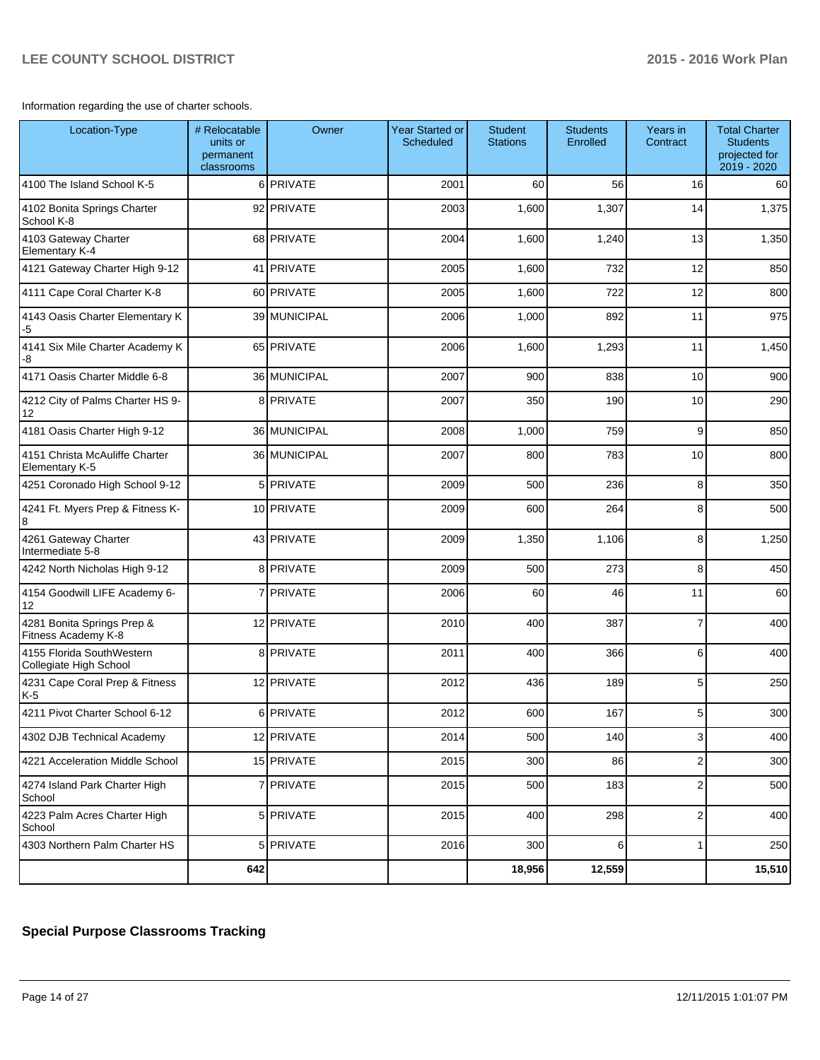Information regarding the use of charter schools.

| Location-Type | # Relocatable units or permanent classrooms | Owner | Year Started or Scheduled | Student Stations | Students Enrolled | Years in Contract | Total Charter Students projected for 2019 - 2020 |
|---|---|---|---|---|---|---|---|
| 4100 The Island School K-5 | 6 | PRIVATE | 2001 | 60 | 56 | 16 | 60 |
| 4102 Bonita Springs Charter School K-8 | 92 | PRIVATE | 2003 | 1,600 | 1,307 | 14 | 1,375 |
| 4103 Gateway Charter Elementary K-4 | 68 | PRIVATE | 2004 | 1,600 | 1,240 | 13 | 1,350 |
| 4121 Gateway Charter High 9-12 | 41 | PRIVATE | 2005 | 1,600 | 732 | 12 | 850 |
| 4111 Cape Coral Charter K-8 | 60 | PRIVATE | 2005 | 1,600 | 722 | 12 | 800 |
| 4143 Oasis Charter Elementary K-5 | 39 | MUNICIPAL | 2006 | 1,000 | 892 | 11 | 975 |
| 4141 Six Mile Charter Academy K-8 | 65 | PRIVATE | 2006 | 1,600 | 1,293 | 11 | 1,450 |
| 4171 Oasis Charter Middle 6-8 | 36 | MUNICIPAL | 2007 | 900 | 838 | 10 | 900 |
| 4212 City of Palms Charter HS 9-12 | 8 | PRIVATE | 2007 | 350 | 190 | 10 | 290 |
| 4181 Oasis Charter High 9-12 | 36 | MUNICIPAL | 2008 | 1,000 | 759 | 9 | 850 |
| 4151 Christa McAuliffe Charter Elementary K-5 | 36 | MUNICIPAL | 2007 | 800 | 783 | 10 | 800 |
| 4251 Coronado High School 9-12 | 5 | PRIVATE | 2009 | 500 | 236 | 8 | 350 |
| 4241 Ft. Myers Prep & Fitness K-8 | 10 | PRIVATE | 2009 | 600 | 264 | 8 | 500 |
| 4261 Gateway Charter Intermediate 5-8 | 43 | PRIVATE | 2009 | 1,350 | 1,106 | 8 | 1,250 |
| 4242 North Nicholas High 9-12 | 8 | PRIVATE | 2009 | 500 | 273 | 8 | 450 |
| 4154 Goodwill LIFE Academy 6-12 | 7 | PRIVATE | 2006 | 60 | 46 | 11 | 60 |
| 4281 Bonita Springs Prep & Fitness Academy K-8 | 12 | PRIVATE | 2010 | 400 | 387 | 7 | 400 |
| 4155 Florida SouthWestern Collegiate High School | 8 | PRIVATE | 2011 | 400 | 366 | 6 | 400 |
| 4231 Cape Coral Prep & Fitness K-5 | 12 | PRIVATE | 2012 | 436 | 189 | 5 | 250 |
| 4211 Pivot Charter School 6-12 | 6 | PRIVATE | 2012 | 600 | 167 | 5 | 300 |
| 4302 DJB Technical Academy | 12 | PRIVATE | 2014 | 500 | 140 | 3 | 400 |
| 4221 Acceleration Middle School | 15 | PRIVATE | 2015 | 300 | 86 | 2 | 300 |
| 4274 Island Park Charter High School | 7 | PRIVATE | 2015 | 500 | 183 | 2 | 500 |
| 4223 Palm Acres Charter High School | 5 | PRIVATE | 2015 | 400 | 298 | 2 | 400 |
| 4303 Northern Palm Charter HS | 5 | PRIVATE | 2016 | 300 | 6 | 1 | 250 |
| | **642** | | | **18,956** | **12,559** | | **15,510** |

## Special Purpose Classrooms Tracking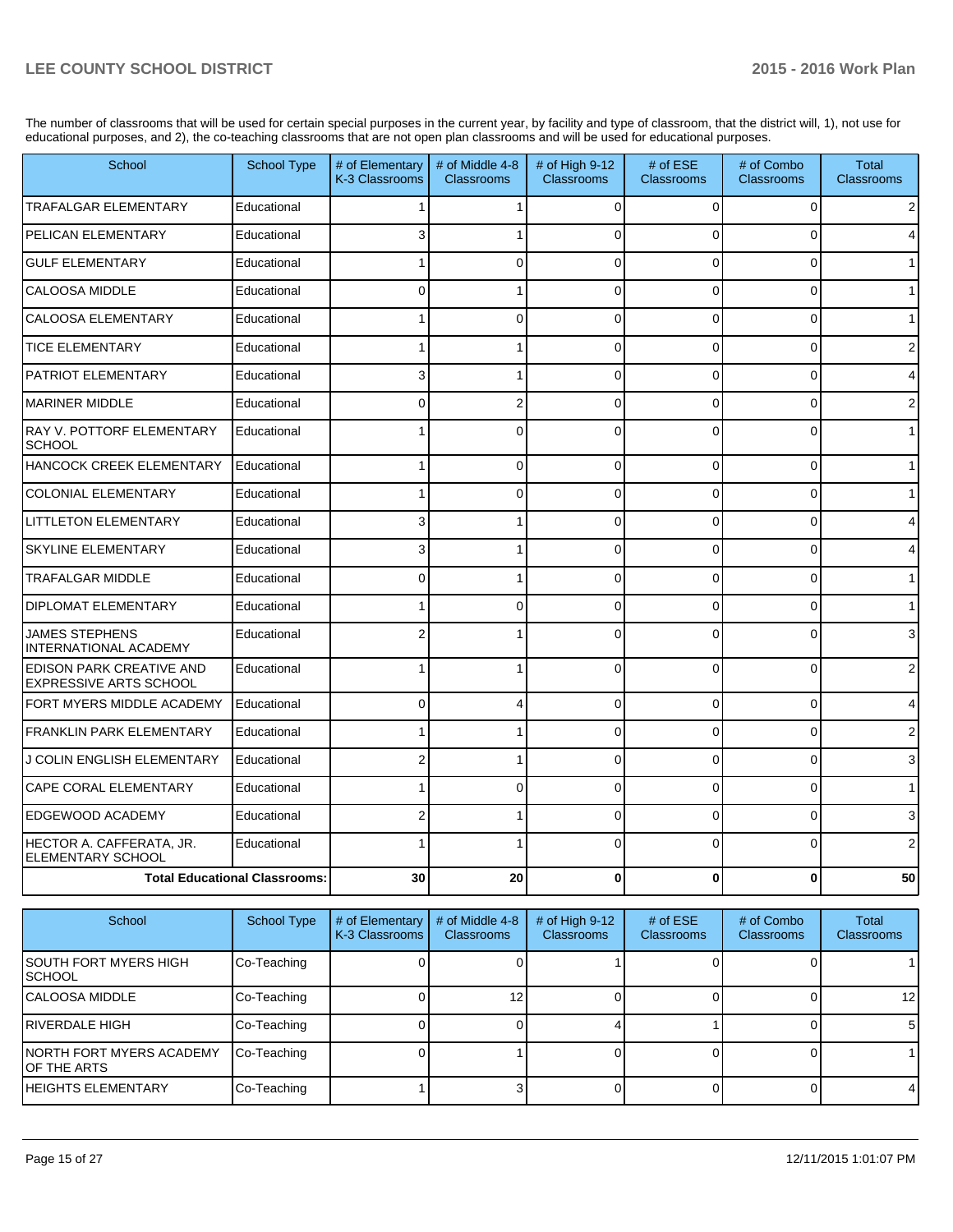The number of classrooms that will be used for certain special purposes in the current year, by facility and type of classroom, that the district will, 1), not use for educational purposes, and 2), the co-teaching classrooms that are not open plan classrooms and will be used for educational purposes.

| School | School Type | # of Elementary K-3 Classrooms | # of Middle 4-8 Classrooms | # of High 9-12 Classrooms | # of ESE Classrooms | # of Combo Classrooms | Total Classrooms |
|---|---|---|---|---|---|---|---|
| TRAFALGAR ELEMENTARY | Educational | 1 | 1 | 0 | 0 | 0 | 2 |
| PELICAN ELEMENTARY | Educational | 3 | 1 | 0 | 0 | 0 | 4 |
| GULF ELEMENTARY | Educational | 1 | 0 | 0 | 0 | 0 | 1 |
| CALOOSA MIDDLE | Educational | 0 | 1 | 0 | 0 | 0 | 1 |
| CALOOSA ELEMENTARY | Educational | 1 | 0 | 0 | 0 | 0 | 1 |
| TICE ELEMENTARY | Educational | 1 | 1 | 0 | 0 | 0 | 2 |
| PATRIOT ELEMENTARY | Educational | 3 | 1 | 0 | 0 | 0 | 4 |
| MARINER MIDDLE | Educational | 0 | 2 | 0 | 0 | 0 | 2 |
| RAY V. POTTORF ELEMENTARY SCHOOL | Educational | 1 | 0 | 0 | 0 | 0 | 1 |
| HANCOCK CREEK ELEMENTARY | Educational | 1 | 0 | 0 | 0 | 0 | 1 |
| COLONIAL ELEMENTARY | Educational | 1 | 0 | 0 | 0 | 0 | 1 |
| LITTLETON ELEMENTARY | Educational | 3 | 1 | 0 | 0 | 0 | 4 |
| SKYLINE ELEMENTARY | Educational | 3 | 1 | 0 | 0 | 0 | 4 |
| TRAFALGAR MIDDLE | Educational | 0 | 1 | 0 | 0 | 0 | 1 |
| DIPLOMAT ELEMENTARY | Educational | 1 | 0 | 0 | 0 | 0 | 1 |
| JAMES STEPHENS INTERNATIONAL ACADEMY | Educational | 2 | 1 | 0 | 0 | 0 | 3 |
| EDISON PARK CREATIVE AND EXPRESSIVE ARTS SCHOOL | Educational | 1 | 1 | 0 | 0 | 0 | 2 |
| FORT MYERS MIDDLE ACADEMY | Educational | 0 | 4 | 0 | 0 | 0 | 4 |
| FRANKLIN PARK ELEMENTARY | Educational | 1 | 1 | 0 | 0 | 0 | 2 |
| J COLIN ENGLISH ELEMENTARY | Educational | 2 | 1 | 0 | 0 | 0 | 3 |
| CAPE CORAL ELEMENTARY | Educational | 1 | 0 | 0 | 0 | 0 | 1 |
| EDGEWOOD ACADEMY | Educational | 2 | 1 | 0 | 0 | 0 | 3 |
| HECTOR A. CAFFERATA, JR. ELEMENTARY SCHOOL | Educational | 1 | 1 | 0 | 0 | 0 | 2 |
| **Total Educational Classrooms:** | | **30** | **20** | **0** | **0** | **0** | **50** |

| School | School Type | # of Elementary K-3 Classrooms | # of Middle 4-8 Classrooms | # of High 9-12 Classrooms | # of ESE Classrooms | # of Combo Classrooms | Total Classrooms |
|---|---|---|---|---|---|---|---|
| SOUTH FORT MYERS HIGH SCHOOL | Co-Teaching | 0 | 0 | 1 | 0 | 0 | 1 |
| CALOOSA MIDDLE | Co-Teaching | 0 | 12 | 0 | 0 | 0 | 12 |
| RIVERDALE HIGH | Co-Teaching | 0 | 0 | 4 | 1 | 0 | 5 |
| NORTH FORT MYERS ACADEMY OF THE ARTS | Co-Teaching | 0 | 1 | 0 | 0 | 0 | 1 |
| HEIGHTS ELEMENTARY | Co-Teaching | 1 | 3 | 0 | 0 | 0 | 4 |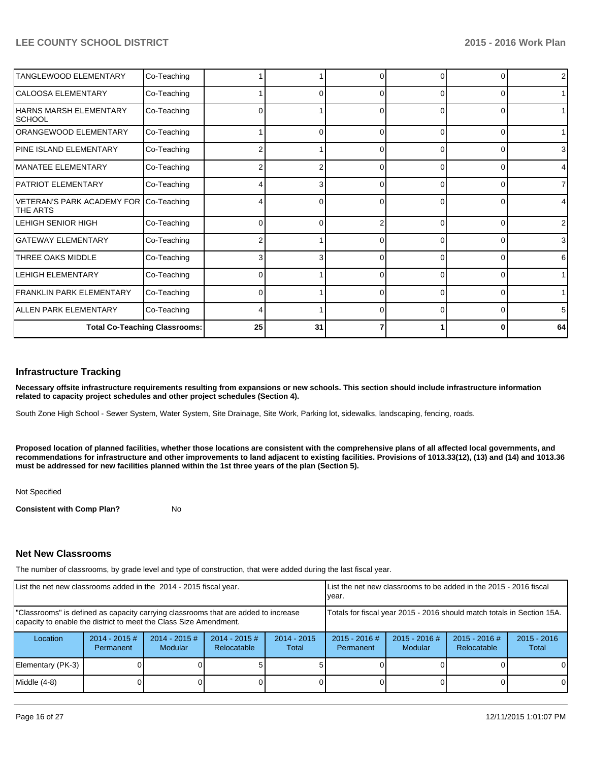| | | | | | | | |
|---|---|---|---|---|---|---|---|
| TANGLEWOOD ELEMENTARY | Co-Teaching | 1 | 1 | 0 | 0 | 0 | 2 |
| CALOOSA ELEMENTARY | Co-Teaching | 1 | 0 | 0 | 0 | 0 | 1 |
| HARNS MARSH ELEMENTARY SCHOOL | Co-Teaching | 0 | 1 | 0 | 0 | 0 | 1 |
| ORANGEWOOD ELEMENTARY | Co-Teaching | 1 | 0 | 0 | 0 | 0 | 1 |
| PINE ISLAND ELEMENTARY | Co-Teaching | 2 | 1 | 0 | 0 | 0 | 3 |
| MANATEE ELEMENTARY | Co-Teaching | 2 | 2 | 0 | 0 | 0 | 4 |
| PATRIOT ELEMENTARY | Co-Teaching | 4 | 3 | 0 | 0 | 0 | 7 |
| VETERAN'S PARK ACADEMY FOR THE ARTS | Co-Teaching | 4 | 0 | 0 | 0 | 0 | 4 |
| LEHIGH SENIOR HIGH | Co-Teaching | 0 | 0 | 2 | 0 | 0 | 2 |
| GATEWAY ELEMENTARY | Co-Teaching | 2 | 1 | 0 | 0 | 0 | 3 |
| THREE OAKS MIDDLE | Co-Teaching | 3 | 3 | 0 | 0 | 0 | 6 |
| LEHIGH ELEMENTARY | Co-Teaching | 0 | 1 | 0 | 0 | 0 | 1 |
| FRANKLIN PARK ELEMENTARY | Co-Teaching | 0 | 1 | 0 | 0 | 0 | 1 |
| ALLEN PARK ELEMENTARY | Co-Teaching | 4 | 1 | 0 | 0 | 0 | 5 |
| **Total Co-Teaching Classrooms:** | | **25** | **31** | **7** | **1** | **0** | **64** |

## Infrastructure Tracking

**Necessary offsite infrastructure requirements resulting from expansions or new schools. This section should include infrastructure information related to capacity project schedules and other project schedules (Section 4).**

South Zone High School - Sewer System, Water System, Site Drainage, Site Work, Parking lot, sidewalks, landscaping, fencing, roads.

**Proposed location of planned facilities, whether those locations are consistent with the comprehensive plans of all affected local governments, and recommendations for infrastructure and other improvements to land adjacent to existing facilities. Provisions of 1013.33(12), (13) and (14) and 1013.36 must be addressed for new facilities planned within the 1st three years of the plan (Section 5).**

Not Specified

**Consistent with Comp Plan?** No

## Net New Classrooms

The number of classrooms, by grade level and type of construction, that were added during the last fiscal year.

| List the net new classrooms added in the 2014 - 2015 fiscal year. | | | | | List the net new classrooms to be added in the 2015 - 2016 fiscal year. | | | |
|---|---|---|---|---|---|---|---|---|
| "Classrooms" is defined as capacity carrying classrooms that are added to increase capacity to enable the district to meet the Class Size Amendment. | | | | | Totals for fiscal year 2015 - 2016 should match totals in Section 15A. | | | |
| Location | 2014 - 2015 # Permanent | 2014 - 2015 # Modular | 2014 - 2015 # Relocatable | 2014 - 2015 Total | 2015 - 2016 # Permanent | 2015 - 2016 # Modular | 2015 - 2016 # Relocatable | 2015 - 2016 Total |
| Elementary (PK-3) | 0 | 0 | 5 | 5 | 0 | 0 | 0 | 0 |
| Middle (4-8) | 0 | 0 | 0 | 0 | 0 | 0 | 0 | 0 |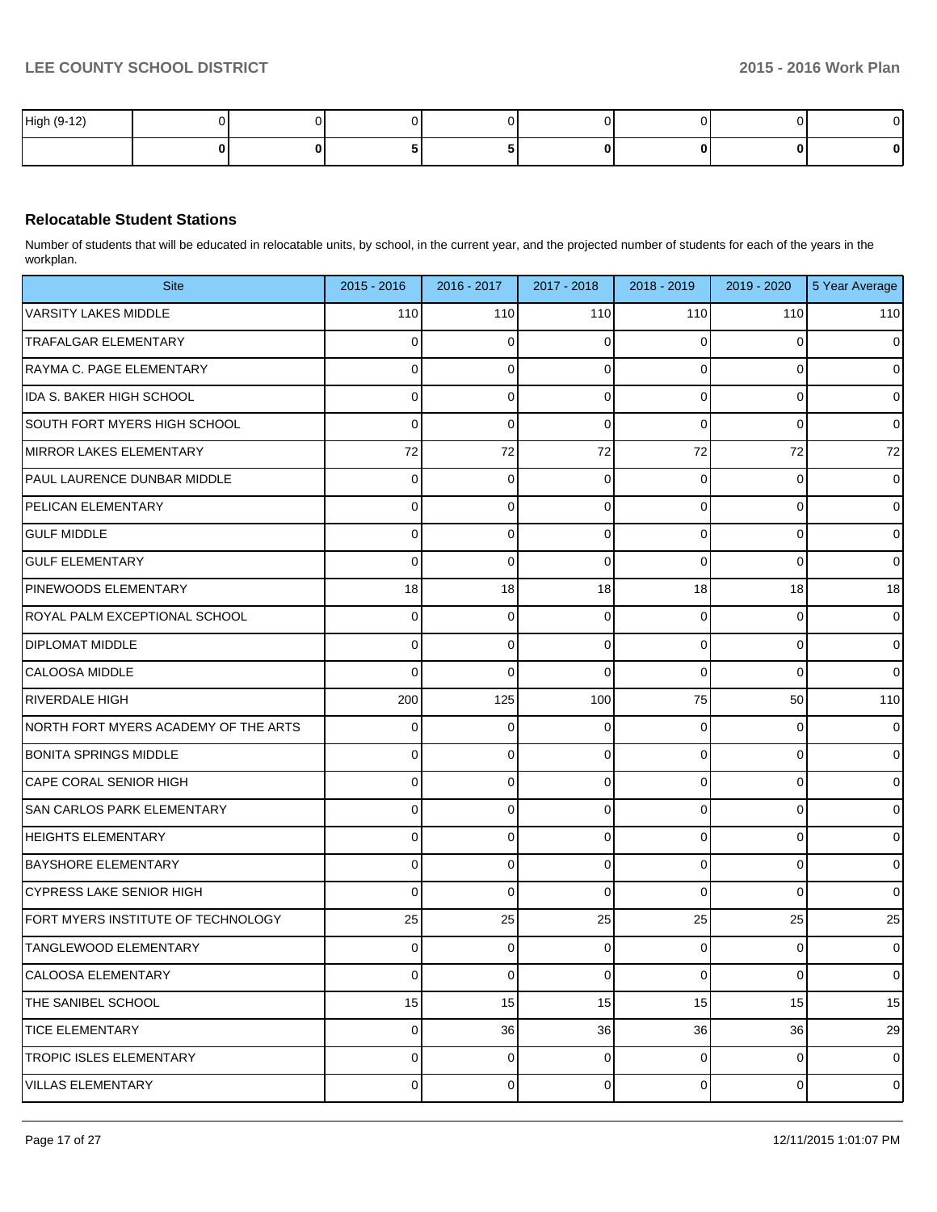| High (9-12) | 0 | 0 | 0 | 0 | 0 | 0 | 0 | 0 |
|---|---|---|---|---|---|---|---|---|
| | **0** | **0** | **5** | **5** | **0** | **0** | **0** | **0** |

### Relocatable Student Stations

Number of students that will be educated in relocatable units, by school, in the current year, and the projected number of students for each of the years in the workplan.

| Site | 2015 - 2016 | 2016 - 2017 | 2017 - 2018 | 2018 - 2019 | 2019 - 2020 | 5 Year Average |
|---|---|---|---|---|---|---|
| VARSITY LAKES MIDDLE | 110 | 110 | 110 | 110 | 110 | 110 |
| TRAFALGAR ELEMENTARY | 0 | 0 | 0 | 0 | 0 | 0 |
| RAYMA C. PAGE ELEMENTARY | 0 | 0 | 0 | 0 | 0 | 0 |
| IDA S. BAKER HIGH SCHOOL | 0 | 0 | 0 | 0 | 0 | 0 |
| SOUTH FORT MYERS HIGH SCHOOL | 0 | 0 | 0 | 0 | 0 | 0 |
| MIRROR LAKES ELEMENTARY | 72 | 72 | 72 | 72 | 72 | 72 |
| PAUL LAURENCE DUNBAR MIDDLE | 0 | 0 | 0 | 0 | 0 | 0 |
| PELICAN ELEMENTARY | 0 | 0 | 0 | 0 | 0 | 0 |
| GULF MIDDLE | 0 | 0 | 0 | 0 | 0 | 0 |
| GULF ELEMENTARY | 0 | 0 | 0 | 0 | 0 | 0 |
| PINEWOODS ELEMENTARY | 18 | 18 | 18 | 18 | 18 | 18 |
| ROYAL PALM EXCEPTIONAL SCHOOL | 0 | 0 | 0 | 0 | 0 | 0 |
| DIPLOMAT MIDDLE | 0 | 0 | 0 | 0 | 0 | 0 |
| CALOOSA MIDDLE | 0 | 0 | 0 | 0 | 0 | 0 |
| RIVERDALE HIGH | 200 | 125 | 100 | 75 | 50 | 110 |
| NORTH FORT MYERS ACADEMY OF THE ARTS | 0 | 0 | 0 | 0 | 0 | 0 |
| BONITA SPRINGS MIDDLE | 0 | 0 | 0 | 0 | 0 | 0 |
| CAPE CORAL SENIOR HIGH | 0 | 0 | 0 | 0 | 0 | 0 |
| SAN CARLOS PARK ELEMENTARY | 0 | 0 | 0 | 0 | 0 | 0 |
| HEIGHTS ELEMENTARY | 0 | 0 | 0 | 0 | 0 | 0 |
| BAYSHORE ELEMENTARY | 0 | 0 | 0 | 0 | 0 | 0 |
| CYPRESS LAKE SENIOR HIGH | 0 | 0 | 0 | 0 | 0 | 0 |
| FORT MYERS INSTITUTE OF TECHNOLOGY | 25 | 25 | 25 | 25 | 25 | 25 |
| TANGLEWOOD ELEMENTARY | 0 | 0 | 0 | 0 | 0 | 0 |
| CALOOSA ELEMENTARY | 0 | 0 | 0 | 0 | 0 | 0 |
| THE SANIBEL SCHOOL | 15 | 15 | 15 | 15 | 15 | 15 |
| TICE ELEMENTARY | 0 | 36 | 36 | 36 | 36 | 29 |
| TROPIC ISLES ELEMENTARY | 0 | 0 | 0 | 0 | 0 | 0 |
| VILLAS ELEMENTARY | 0 | 0 | 0 | 0 | 0 | 0 |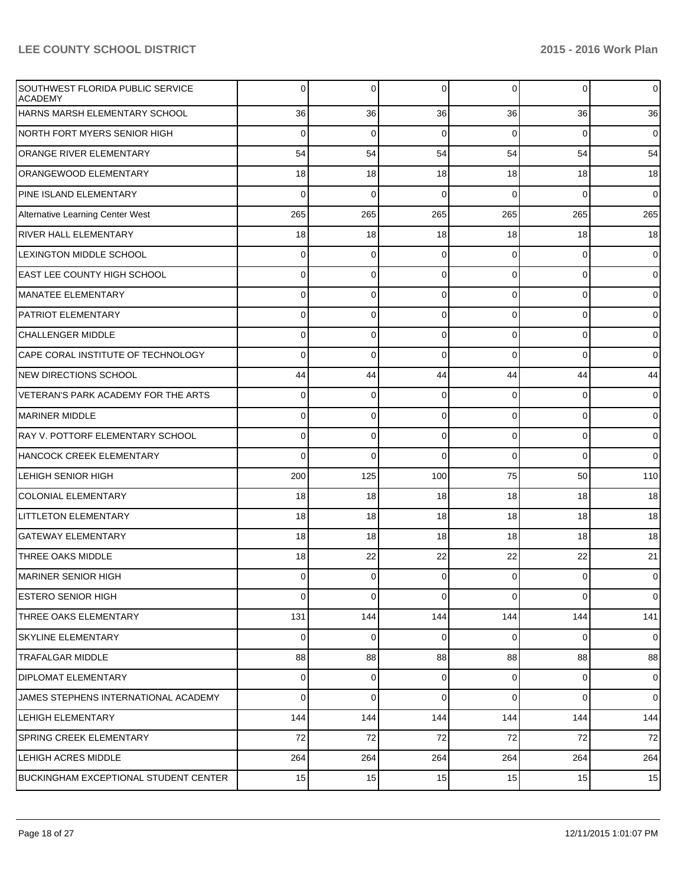| | | | | | | |
|---|---|---|---|---|---|---|
| SOUTHWEST FLORIDA PUBLIC SERVICE ACADEMY | 0 | 0 | 0 | 0 | 0 | 0 |
| HARNS MARSH ELEMENTARY SCHOOL | 36 | 36 | 36 | 36 | 36 | 36 |
| NORTH FORT MYERS SENIOR HIGH | 0 | 0 | 0 | 0 | 0 | 0 |
| ORANGE RIVER ELEMENTARY | 54 | 54 | 54 | 54 | 54 | 54 |
| ORANGEWOOD ELEMENTARY | 18 | 18 | 18 | 18 | 18 | 18 |
| PINE ISLAND ELEMENTARY | 0 | 0 | 0 | 0 | 0 | 0 |
| Alternative Learning Center West | 265 | 265 | 265 | 265 | 265 | 265 |
| RIVER HALL ELEMENTARY | 18 | 18 | 18 | 18 | 18 | 18 |
| LEXINGTON MIDDLE SCHOOL | 0 | 0 | 0 | 0 | 0 | 0 |
| EAST LEE COUNTY HIGH SCHOOL | 0 | 0 | 0 | 0 | 0 | 0 |
| MANATEE ELEMENTARY | 0 | 0 | 0 | 0 | 0 | 0 |
| PATRIOT ELEMENTARY | 0 | 0 | 0 | 0 | 0 | 0 |
| CHALLENGER MIDDLE | 0 | 0 | 0 | 0 | 0 | 0 |
| CAPE CORAL INSTITUTE OF TECHNOLOGY | 0 | 0 | 0 | 0 | 0 | 0 |
| NEW DIRECTIONS SCHOOL | 44 | 44 | 44 | 44 | 44 | 44 |
| VETERAN'S PARK ACADEMY FOR THE ARTS | 0 | 0 | 0 | 0 | 0 | 0 |
| MARINER MIDDLE | 0 | 0 | 0 | 0 | 0 | 0 |
| RAY V. POTTORF ELEMENTARY SCHOOL | 0 | 0 | 0 | 0 | 0 | 0 |
| HANCOCK CREEK ELEMENTARY | 0 | 0 | 0 | 0 | 0 | 0 |
| LEHIGH SENIOR HIGH | 200 | 125 | 100 | 75 | 50 | 110 |
| COLONIAL ELEMENTARY | 18 | 18 | 18 | 18 | 18 | 18 |
| LITTLETON ELEMENTARY | 18 | 18 | 18 | 18 | 18 | 18 |
| GATEWAY ELEMENTARY | 18 | 18 | 18 | 18 | 18 | 18 |
| THREE OAKS MIDDLE | 18 | 22 | 22 | 22 | 22 | 21 |
| MARINER SENIOR HIGH | 0 | 0 | 0 | 0 | 0 | 0 |
| ESTERO SENIOR HIGH | 0 | 0 | 0 | 0 | 0 | 0 |
| THREE OAKS ELEMENTARY | 131 | 144 | 144 | 144 | 144 | 141 |
| SKYLINE ELEMENTARY | 0 | 0 | 0 | 0 | 0 | 0 |
| TRAFALGAR MIDDLE | 88 | 88 | 88 | 88 | 88 | 88 |
| DIPLOMAT ELEMENTARY | 0 | 0 | 0 | 0 | 0 | 0 |
| JAMES STEPHENS INTERNATIONAL ACADEMY | 0 | 0 | 0 | 0 | 0 | 0 |
| LEHIGH ELEMENTARY | 144 | 144 | 144 | 144 | 144 | 144 |
| SPRING CREEK ELEMENTARY | 72 | 72 | 72 | 72 | 72 | 72 |
| LEHIGH ACRES MIDDLE | 264 | 264 | 264 | 264 | 264 | 264 |
| BUCKINGHAM EXCEPTIONAL STUDENT CENTER | 15 | 15 | 15 | 15 | 15 | 15 |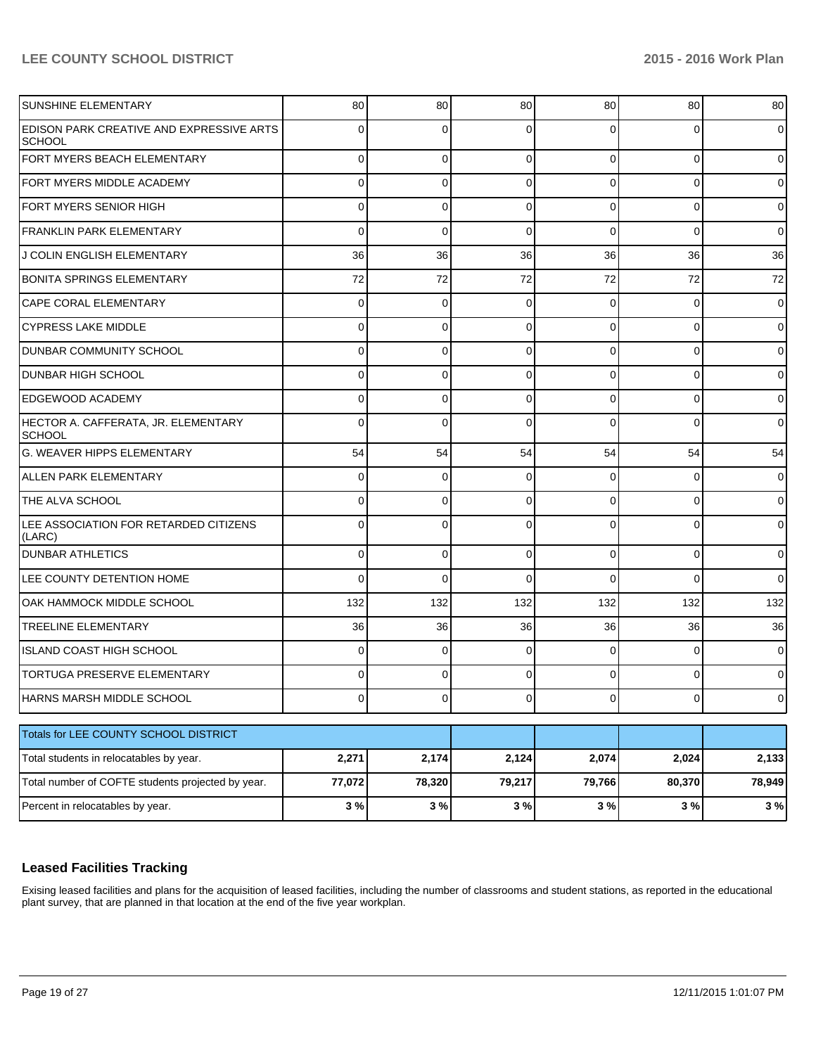| | | | | | | |
|---|---|---|---|---|---|---|
| SUNSHINE ELEMENTARY | 80 | 80 | 80 | 80 | 80 | 80 |
| EDISON PARK CREATIVE AND EXPRESSIVE ARTS SCHOOL | 0 | 0 | 0 | 0 | 0 | 0 |
| FORT MYERS BEACH ELEMENTARY | 0 | 0 | 0 | 0 | 0 | 0 |
| FORT MYERS MIDDLE ACADEMY | 0 | 0 | 0 | 0 | 0 | 0 |
| FORT MYERS SENIOR HIGH | 0 | 0 | 0 | 0 | 0 | 0 |
| FRANKLIN PARK ELEMENTARY | 0 | 0 | 0 | 0 | 0 | 0 |
| J COLIN ENGLISH ELEMENTARY | 36 | 36 | 36 | 36 | 36 | 36 |
| BONITA SPRINGS ELEMENTARY | 72 | 72 | 72 | 72 | 72 | 72 |
| CAPE CORAL ELEMENTARY | 0 | 0 | 0 | 0 | 0 | 0 |
| CYPRESS LAKE MIDDLE | 0 | 0 | 0 | 0 | 0 | 0 |
| DUNBAR COMMUNITY SCHOOL | 0 | 0 | 0 | 0 | 0 | 0 |
| DUNBAR HIGH SCHOOL | 0 | 0 | 0 | 0 | 0 | 0 |
| EDGEWOOD ACADEMY | 0 | 0 | 0 | 0 | 0 | 0 |
| HECTOR A. CAFFERATA, JR. ELEMENTARY SCHOOL | 0 | 0 | 0 | 0 | 0 | 0 |
| G. WEAVER HIPPS ELEMENTARY | 54 | 54 | 54 | 54 | 54 | 54 |
| ALLEN PARK ELEMENTARY | 0 | 0 | 0 | 0 | 0 | 0 |
| THE ALVA SCHOOL | 0 | 0 | 0 | 0 | 0 | 0 |
| LEE ASSOCIATION FOR RETARDED CITIZENS (LARC) | 0 | 0 | 0 | 0 | 0 | 0 |
| DUNBAR ATHLETICS | 0 | 0 | 0 | 0 | 0 | 0 |
| LEE COUNTY DETENTION HOME | 0 | 0 | 0 | 0 | 0 | 0 |
| OAK HAMMOCK MIDDLE SCHOOL | 132 | 132 | 132 | 132 | 132 | 132 |
| TREELINE ELEMENTARY | 36 | 36 | 36 | 36 | 36 | 36 |
| ISLAND COAST HIGH SCHOOL | 0 | 0 | 0 | 0 | 0 | 0 |
| TORTUGA PRESERVE ELEMENTARY | 0 | 0 | 0 | 0 | 0 | 0 |
| HARNS MARSH MIDDLE SCHOOL | 0 | 0 | 0 | 0 | 0 | 0 |

| Totals for LEE COUNTY SCHOOL DISTRICT | | | | | | |
|---|---|---|---|---|---|---|
| Total students in relocatables by year. | **2,271** | **2,174** | **2,124** | **2,074** | **2,024** | **2,133** |
| Total number of COFTE students projected by year. | **77,072** | **78,320** | **79,217** | **79,766** | **80,370** | **78,949** |
| Percent in relocatables by year. | **3 %** | **3 %** | **3 %** | **3 %** | **3 %** | **3 %** |

## Leased Facilities Tracking

Exising leased facilities and plans for the acquisition of leased facilities, including the number of classrooms and student stations, as reported in the educational plant survey, that are planned in that location at the end of the five year workplan.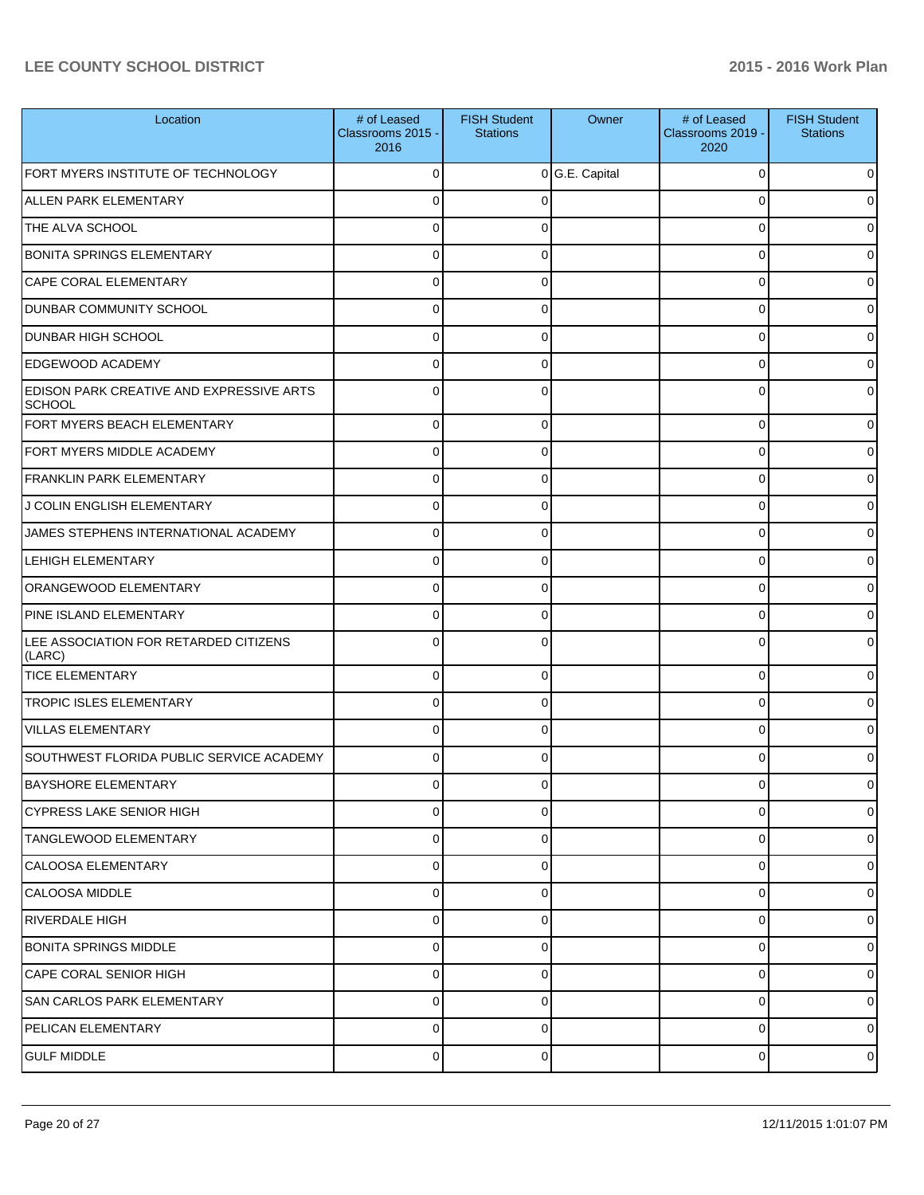| Location | # of Leased Classrooms 2015 - 2016 | FISH Student Stations | Owner | # of Leased Classrooms 2019 - 2020 | FISH Student Stations |
|---|---|---|---|---|---|
| FORT MYERS INSTITUTE OF TECHNOLOGY | 0 | 0 | G.E. Capital | 0 | 0 |
| ALLEN PARK ELEMENTARY | 0 | 0 | | 0 | 0 |
| THE ALVA SCHOOL | 0 | 0 | | 0 | 0 |
| BONITA SPRINGS ELEMENTARY | 0 | 0 | | 0 | 0 |
| CAPE CORAL ELEMENTARY | 0 | 0 | | 0 | 0 |
| DUNBAR COMMUNITY SCHOOL | 0 | 0 | | 0 | 0 |
| DUNBAR HIGH SCHOOL | 0 | 0 | | 0 | 0 |
| EDGEWOOD ACADEMY | 0 | 0 | | 0 | 0 |
| EDISON PARK CREATIVE AND EXPRESSIVE ARTS SCHOOL | 0 | 0 | | 0 | 0 |
| FORT MYERS BEACH ELEMENTARY | 0 | 0 | | 0 | 0 |
| FORT MYERS MIDDLE ACADEMY | 0 | 0 | | 0 | 0 |
| FRANKLIN PARK ELEMENTARY | 0 | 0 | | 0 | 0 |
| J COLIN ENGLISH ELEMENTARY | 0 | 0 | | 0 | 0 |
| JAMES STEPHENS INTERNATIONAL ACADEMY | 0 | 0 | | 0 | 0 |
| LEHIGH ELEMENTARY | 0 | 0 | | 0 | 0 |
| ORANGEWOOD ELEMENTARY | 0 | 0 | | 0 | 0 |
| PINE ISLAND ELEMENTARY | 0 | 0 | | 0 | 0 |
| LEE ASSOCIATION FOR RETARDED CITIZENS (LARC) | 0 | 0 | | 0 | 0 |
| TICE ELEMENTARY | 0 | 0 | | 0 | 0 |
| TROPIC ISLES ELEMENTARY | 0 | 0 | | 0 | 0 |
| VILLAS ELEMENTARY | 0 | 0 | | 0 | 0 |
| SOUTHWEST FLORIDA PUBLIC SERVICE ACADEMY | 0 | 0 | | 0 | 0 |
| BAYSHORE ELEMENTARY | 0 | 0 | | 0 | 0 |
| CYPRESS LAKE SENIOR HIGH | 0 | 0 | | 0 | 0 |
| TANGLEWOOD ELEMENTARY | 0 | 0 | | 0 | 0 |
| CALOOSA ELEMENTARY | 0 | 0 | | 0 | 0 |
| CALOOSA MIDDLE | 0 | 0 | | 0 | 0 |
| RIVERDALE HIGH | 0 | 0 | | 0 | 0 |
| BONITA SPRINGS MIDDLE | 0 | 0 | | 0 | 0 |
| CAPE CORAL SENIOR HIGH | 0 | 0 | | 0 | 0 |
| SAN CARLOS PARK ELEMENTARY | 0 | 0 | | 0 | 0 |
| PELICAN ELEMENTARY | 0 | 0 | | 0 | 0 |
| GULF MIDDLE | 0 | 0 | | 0 | 0 |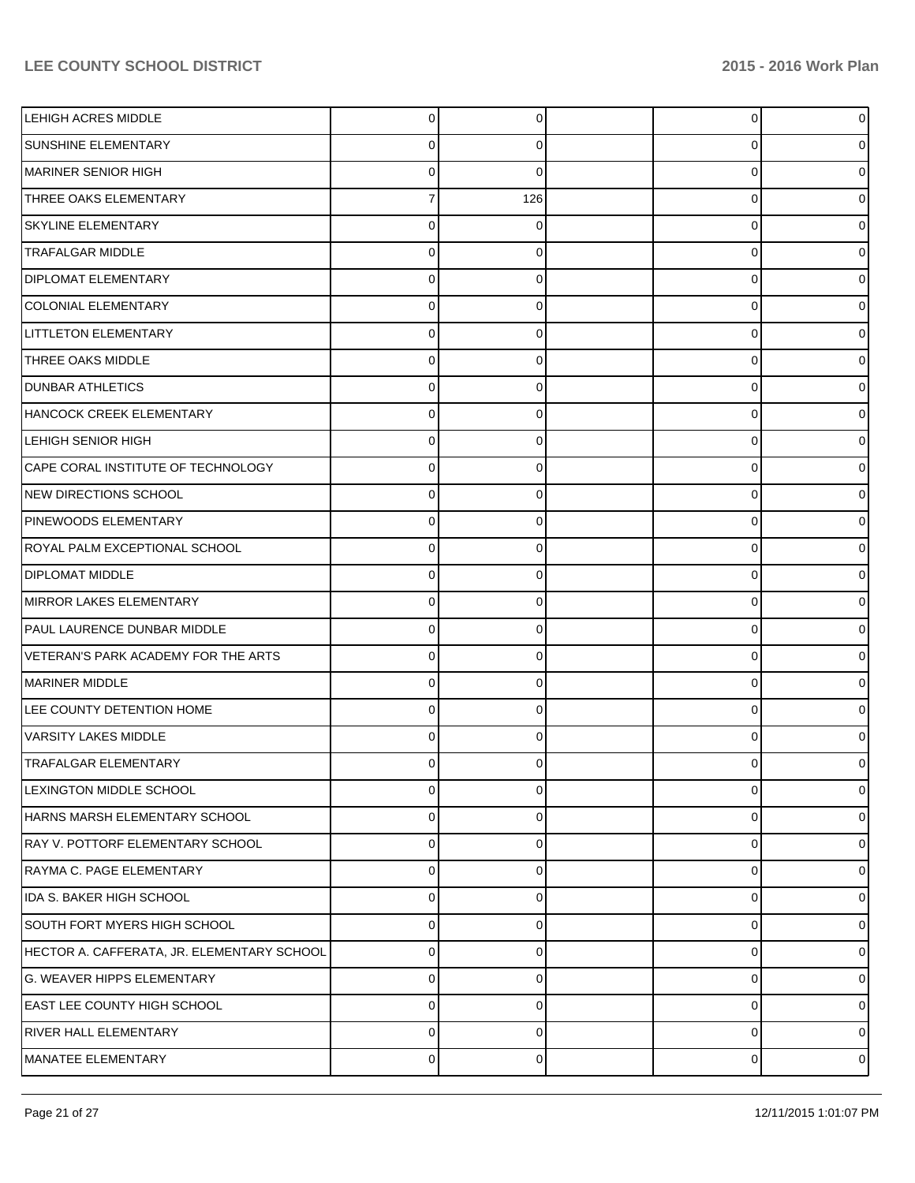| | | | | | |
|---|---|---|---|---|---|
| LEHIGH ACRES MIDDLE | 0 | 0 | | 0 | 0 |
| SUNSHINE ELEMENTARY | 0 | 0 | | 0 | 0 |
| MARINER SENIOR HIGH | 0 | 0 | | 0 | 0 |
| THREE OAKS ELEMENTARY | 7 | 126 | | 0 | 0 |
| SKYLINE ELEMENTARY | 0 | 0 | | 0 | 0 |
| TRAFALGAR MIDDLE | 0 | 0 | | 0 | 0 |
| DIPLOMAT ELEMENTARY | 0 | 0 | | 0 | 0 |
| COLONIAL ELEMENTARY | 0 | 0 | | 0 | 0 |
| LITTLETON ELEMENTARY | 0 | 0 | | 0 | 0 |
| THREE OAKS MIDDLE | 0 | 0 | | 0 | 0 |
| DUNBAR ATHLETICS | 0 | 0 | | 0 | 0 |
| HANCOCK CREEK ELEMENTARY | 0 | 0 | | 0 | 0 |
| LEHIGH SENIOR HIGH | 0 | 0 | | 0 | 0 |
| CAPE CORAL INSTITUTE OF TECHNOLOGY | 0 | 0 | | 0 | 0 |
| NEW DIRECTIONS SCHOOL | 0 | 0 | | 0 | 0 |
| PINEWOODS ELEMENTARY | 0 | 0 | | 0 | 0 |
| ROYAL PALM EXCEPTIONAL SCHOOL | 0 | 0 | | 0 | 0 |
| DIPLOMAT MIDDLE | 0 | 0 | | 0 | 0 |
| MIRROR LAKES ELEMENTARY | 0 | 0 | | 0 | 0 |
| PAUL LAURENCE DUNBAR MIDDLE | 0 | 0 | | 0 | 0 |
| VETERAN'S PARK ACADEMY FOR THE ARTS | 0 | 0 | | 0 | 0 |
| MARINER MIDDLE | 0 | 0 | | 0 | 0 |
| LEE COUNTY DETENTION HOME | 0 | 0 | | 0 | 0 |
| VARSITY LAKES MIDDLE | 0 | 0 | | 0 | 0 |
| TRAFALGAR ELEMENTARY | 0 | 0 | | 0 | 0 |
| LEXINGTON MIDDLE SCHOOL | 0 | 0 | | 0 | 0 |
| HARNS MARSH ELEMENTARY SCHOOL | 0 | 0 | | 0 | 0 |
| RAY V. POTTORF ELEMENTARY SCHOOL | 0 | 0 | | 0 | 0 |
| RAYMA C. PAGE ELEMENTARY | 0 | 0 | | 0 | 0 |
| IDA S. BAKER HIGH SCHOOL | 0 | 0 | | 0 | 0 |
| SOUTH FORT MYERS HIGH SCHOOL | 0 | 0 | | 0 | 0 |
| HECTOR A. CAFFERATA, JR. ELEMENTARY SCHOOL | 0 | 0 | | 0 | 0 |
| G. WEAVER HIPPS ELEMENTARY | 0 | 0 | | 0 | 0 |
| EAST LEE COUNTY HIGH SCHOOL | 0 | 0 | | 0 | 0 |
| RIVER HALL ELEMENTARY | 0 | 0 | | 0 | 0 |
| MANATEE ELEMENTARY | 0 | 0 | | 0 | 0 |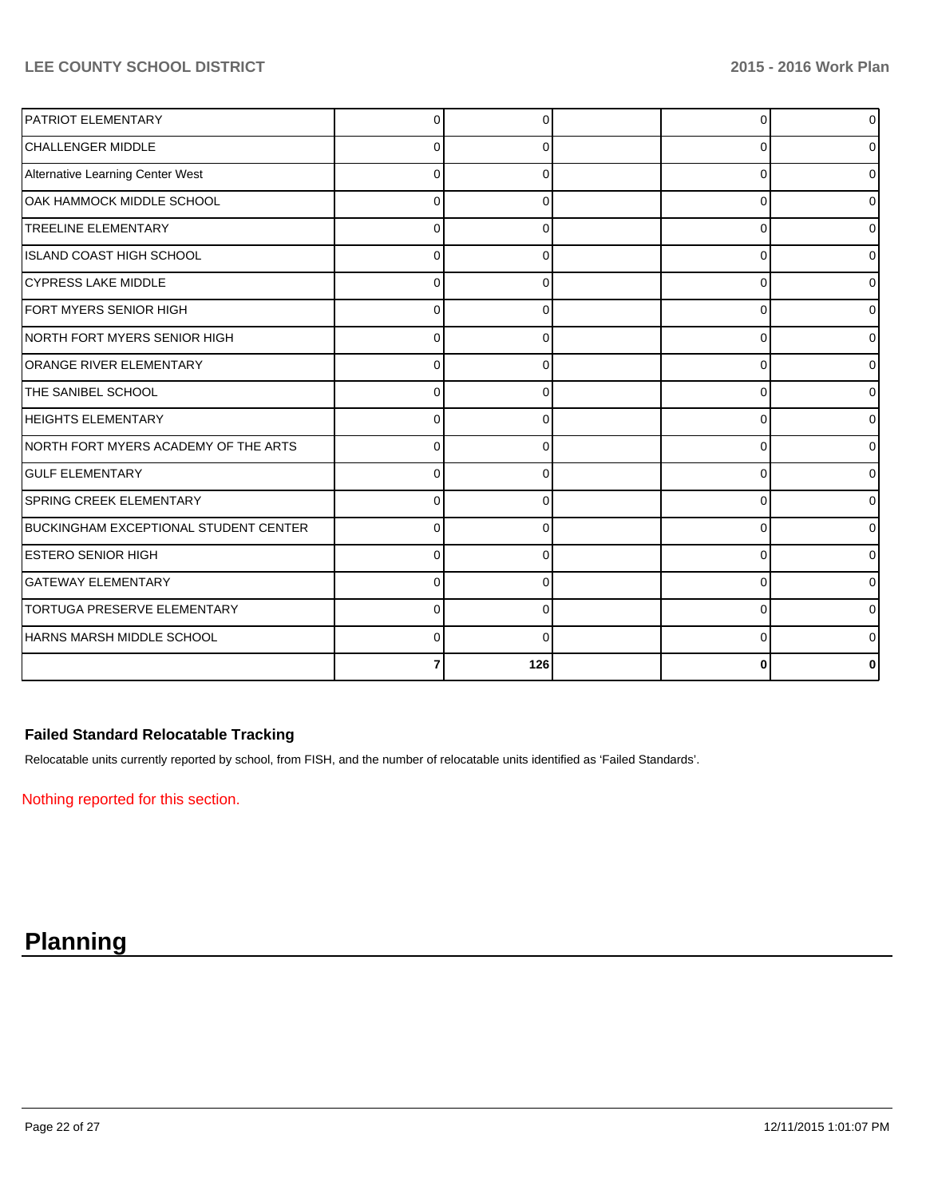| | | | | | |
|---|---|---|---|---|---|
| PATRIOT ELEMENTARY | 0 | 0 | | 0 | 0 |
| CHALLENGER MIDDLE | 0 | 0 | | 0 | 0 |
| Alternative Learning Center West | 0 | 0 | | 0 | 0 |
| OAK HAMMOCK MIDDLE SCHOOL | 0 | 0 | | 0 | 0 |
| TREELINE ELEMENTARY | 0 | 0 | | 0 | 0 |
| ISLAND COAST HIGH SCHOOL | 0 | 0 | | 0 | 0 |
| CYPRESS LAKE MIDDLE | 0 | 0 | | 0 | 0 |
| FORT MYERS SENIOR HIGH | 0 | 0 | | 0 | 0 |
| NORTH FORT MYERS SENIOR HIGH | 0 | 0 | | 0 | 0 |
| ORANGE RIVER ELEMENTARY | 0 | 0 | | 0 | 0 |
| THE SANIBEL SCHOOL | 0 | 0 | | 0 | 0 |
| HEIGHTS ELEMENTARY | 0 | 0 | | 0 | 0 |
| NORTH FORT MYERS ACADEMY OF THE ARTS | 0 | 0 | | 0 | 0 |
| GULF ELEMENTARY | 0 | 0 | | 0 | 0 |
| SPRING CREEK ELEMENTARY | 0 | 0 | | 0 | 0 |
| BUCKINGHAM EXCEPTIONAL STUDENT CENTER | 0 | 0 | | 0 | 0 |
| ESTERO SENIOR HIGH | 0 | 0 | | 0 | 0 |
| GATEWAY ELEMENTARY | 0 | 0 | | 0 | 0 |
| TORTUGA PRESERVE ELEMENTARY | 0 | 0 | | 0 | 0 |
| HARNS MARSH MIDDLE SCHOOL | 0 | 0 | | 0 | 0 |
| | **7** | **126** | | **0** | **0** |

### Failed Standard Relocatable Tracking

Relocatable units currently reported by school, from FISH, and the number of relocatable units identified as 'Failed Standards'.

Nothing reported for this section.

# Planning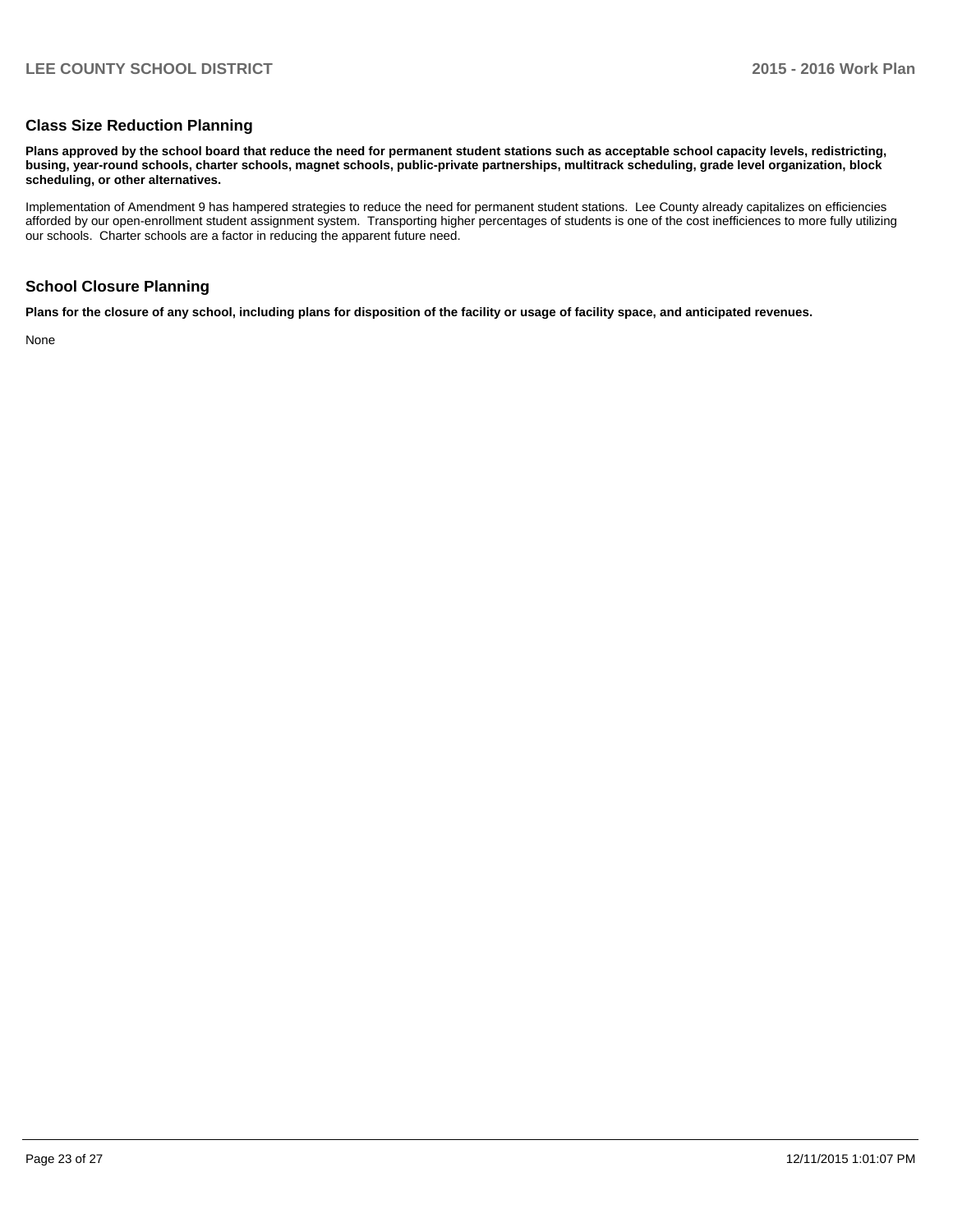## Class Size Reduction Planning

**Plans approved by the school board that reduce the need for permanent student stations such as acceptable school capacity levels, redistricting, busing, year-round schools, charter schools, magnet schools, public-private partnerships, multitrack scheduling, grade level organization, block scheduling, or other alternatives.**

Implementation of Amendment 9 has hampered strategies to reduce the need for permanent student stations. Lee County already capitalizes on efficiencies afforded by our open-enrollment student assignment system. Transporting higher percentages of students is one of the cost inefficiences to more fully utilizing our schools. Charter schools are a factor in reducing the apparent future need.

## School Closure Planning

**Plans for the closure of any school, including plans for disposition of the facility or usage of facility space, and anticipated revenues.**

None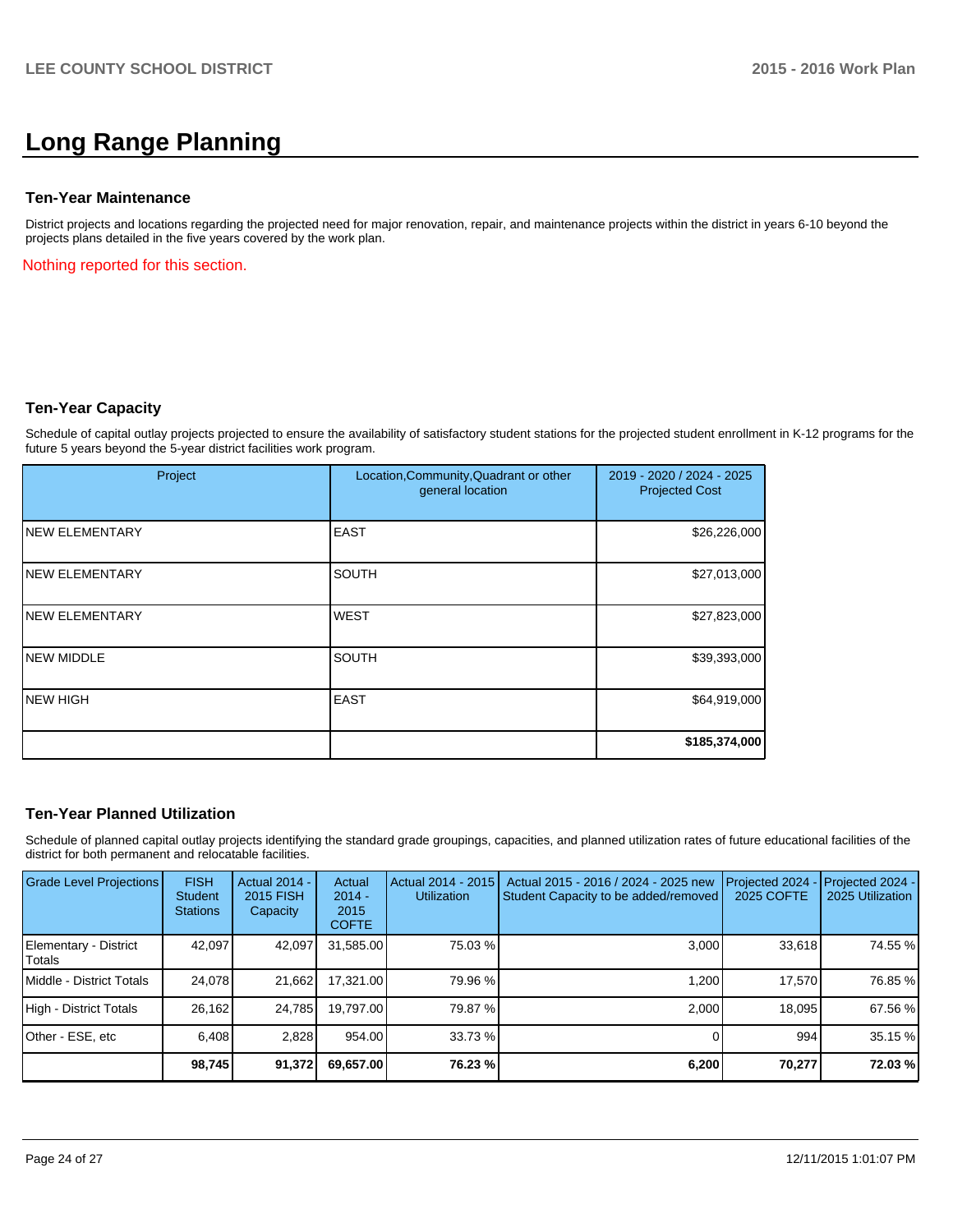# Long Range Planning

## Ten-Year Maintenance

District projects and locations regarding the projected need for major renovation, repair, and maintenance projects within the district in years 6-10 beyond the projects plans detailed in the five years covered by the work plan.

Nothing reported for this section.

## Ten-Year Capacity

Schedule of capital outlay projects projected to ensure the availability of satisfactory student stations for the projected student enrollment in K-12 programs for the future 5 years beyond the 5-year district facilities work program.

| Project | Location,Community,Quadrant or other general location | 2019 - 2020 / 2024 - 2025 Projected Cost |
|---|---|---|
| NEW ELEMENTARY | EAST | $26,226,000 |
| NEW ELEMENTARY | SOUTH | $27,013,000 |
| NEW ELEMENTARY | WEST | $27,823,000 |
| NEW MIDDLE | SOUTH | $39,393,000 |
| NEW HIGH | EAST | $64,919,000 |
| | | **$185,374,000** |

## Ten-Year Planned Utilization

Schedule of planned capital outlay projects identifying the standard grade groupings, capacities, and planned utilization rates of future educational facilities of the district for both permanent and relocatable facilities.

| Grade Level Projections | FISH Student Stations | Actual 2014 - 2015 FISH Capacity | Actual 2014 - 2015 COFTE | Actual 2014 - 2015 Utilization | Actual 2015 - 2016 / 2024 - 2025 new Student Capacity to be added/removed | Projected 2024 - 2025 COFTE | Projected 2024 - 2025 Utilization |
|---|---|---|---|---|---|---|---|
| Elementary - District Totals | 42,097 | 42,097 | 31,585.00 | 75.03 % | 3,000 | 33,618 | 74.55 % |
| Middle - District Totals | 24,078 | 21,662 | 17,321.00 | 79.96 % | 1,200 | 17,570 | 76.85 % |
| High - District Totals | 26,162 | 24,785 | 19,797.00 | 79.87 % | 2,000 | 18,095 | 67.56 % |
| Other - ESE, etc | 6,408 | 2,828 | 954.00 | 33.73 % | 0 | 994 | 35.15 % |
| | **98,745** | **91,372** | **69,657.00** | **76.23 %** | **6,200** | **70,277** | **72.03 %** |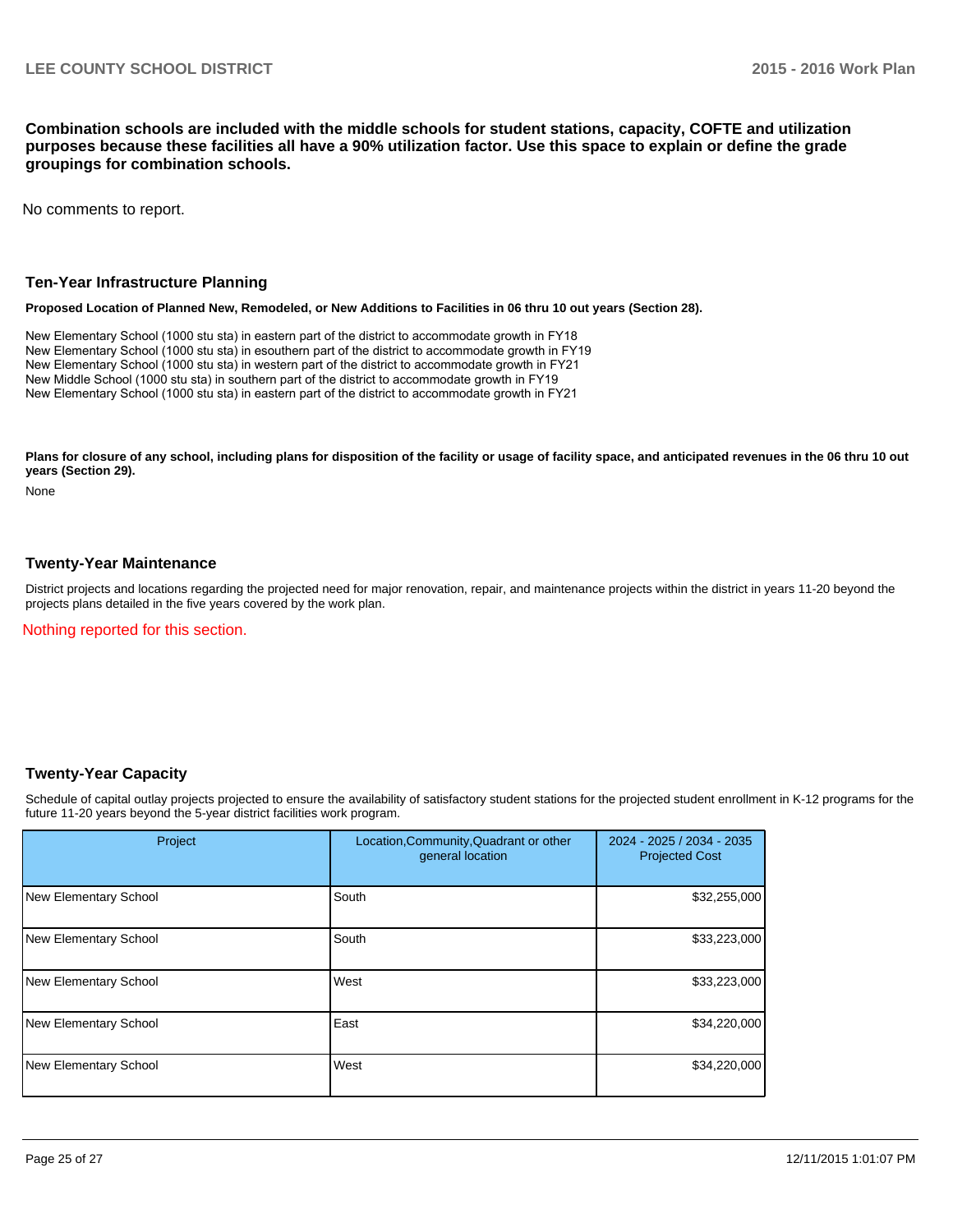**Combination schools are included with the middle schools for student stations, capacity, COFTE and utilization purposes because these facilities all have a 90% utilization factor. Use this space to explain or define the grade groupings for combination schools.**

No comments to report.

## Ten-Year Infrastructure Planning

**Proposed Location of Planned New, Remodeled, or New Additions to Facilities in 06 thru 10 out years (Section 28).**

New Elementary School (1000 stu sta) in eastern part of the district to accommodate growth in FY18
New Elementary School (1000 stu sta) in esouthern part of the district to accommodate growth in FY19
New Elementary School (1000 stu sta) in western part of the district to accommodate growth in FY21
New Middle School (1000 stu sta) in southern part of the district to accommodate growth in FY19
New Elementary School (1000 stu sta) in eastern part of the district to accommodate growth in FY21

**Plans for closure of any school, including plans for disposition of the facility or usage of facility space, and anticipated revenues in the 06 thru 10 out years (Section 29).**

None

## Twenty-Year Maintenance

District projects and locations regarding the projected need for major renovation, repair, and maintenance projects within the district in years 11-20 beyond the projects plans detailed in the five years covered by the work plan.

Nothing reported for this section.

## Twenty-Year Capacity

Schedule of capital outlay projects projected to ensure the availability of satisfactory student stations for the projected student enrollment in K-12 programs for the future 11-20 years beyond the 5-year district facilities work program.

| Project | Location,Community,Quadrant or other general location | 2024 - 2025 / 2034 - 2035 Projected Cost |
|---|---|---|
| New Elementary School | South | $32,255,000 |
| New Elementary School | South | $33,223,000 |
| New Elementary School | West | $33,223,000 |
| New Elementary School | East | $34,220,000 |
| New Elementary School | West | $34,220,000 |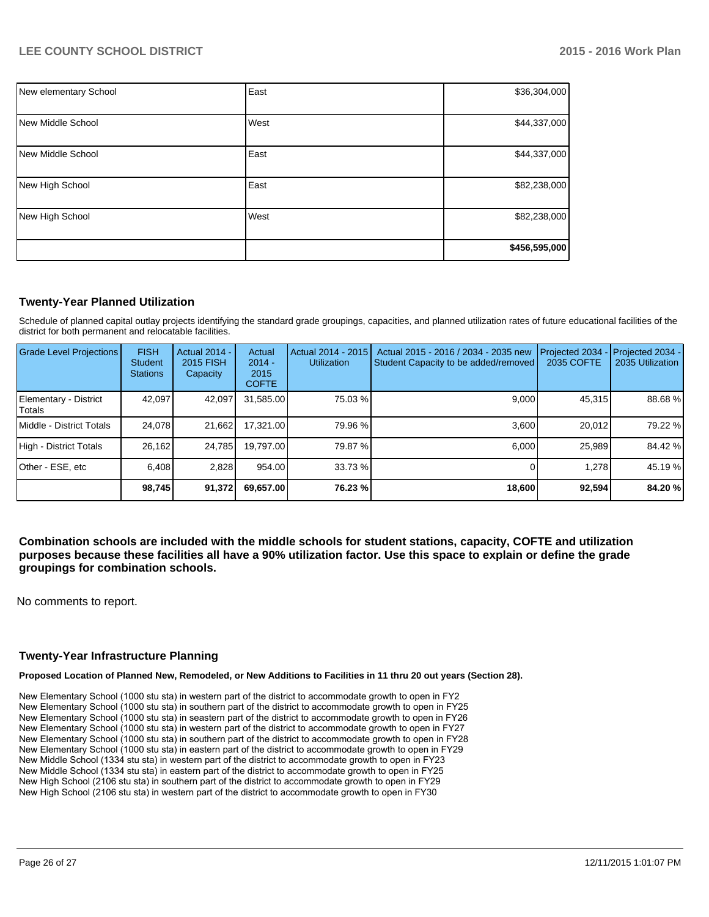| | | |
|---|---|---|
| New elementary School | East | $36,304,000 |
| New Middle School | West | $44,337,000 |
| New Middle School | East | $44,337,000 |
| New High School | East | $82,238,000 |
| New High School | West | $82,238,000 |
| | | **$456,595,000** |

### Twenty-Year Planned Utilization

Schedule of planned capital outlay projects identifying the standard grade groupings, capacities, and planned utilization rates of future educational facilities of the district for both permanent and relocatable facilities.

| Grade Level Projections | FISH Student Stations | Actual 2014 - 2015 FISH Capacity | Actual 2014 - 2015 COFTE | Actual 2014 - 2015 Utilization | Actual 2015 - 2016 / 2034 - 2035 new Student Capacity to be added/removed | Projected 2034 - 2035 COFTE | Projected 2034 - 2035 Utilization |
|---|---|---|---|---|---|---|---|
| Elementary - District Totals | 42,097 | 42,097 | 31,585.00 | 75.03 % | 9,000 | 45,315 | 88.68 % |
| Middle - District Totals | 24,078 | 21,662 | 17,321.00 | 79.96 % | 3,600 | 20,012 | 79.22 % |
| High - District Totals | 26,162 | 24,785 | 19,797.00 | 79.87 % | 6,000 | 25,989 | 84.42 % |
| Other - ESE, etc | 6,408 | 2,828 | 954.00 | 33.73 % | 0 | 1,278 | 45.19 % |
| | **98,745** | **91,372** | **69,657.00** | **76.23 %** | **18,600** | **92,594** | **84.20 %** |

**Combination schools are included with the middle schools for student stations, capacity, COFTE and utilization purposes because these facilities all have a 90% utilization factor. Use this space to explain or define the grade groupings for combination schools.**

No comments to report.

### Twenty-Year Infrastructure Planning

**Proposed Location of Planned New, Remodeled, or New Additions to Facilities in 11 thru 20 out years (Section 28).**

New Elementary School (1000 stu sta) in western part of the district to accommodate growth to open in FY2
New Elementary School (1000 stu sta) in southern part of the district to accommodate growth to open in FY25
New Elementary School (1000 stu sta) in seastern part of the district to accommodate growth to open in FY26
New Elementary School (1000 stu sta) in western part of the district to accommodate growth to open in FY27
New Elementary School (1000 stu sta) in southern part of the district to accommodate growth to open in FY28
New Elementary School (1000 stu sta) in eastern part of the district to accommodate growth to open in FY29
New Middle School (1334 stu sta) in western part of the district to accommodate growth to open in FY23
New Middle School (1334 stu sta) in eastern part of the district to accommodate growth to open in FY25
New High School (2106 stu sta) in southern part of the district to accommodate growth to open in FY29
New High School (2106 stu sta) in western part of the district to accommodate growth to open in FY30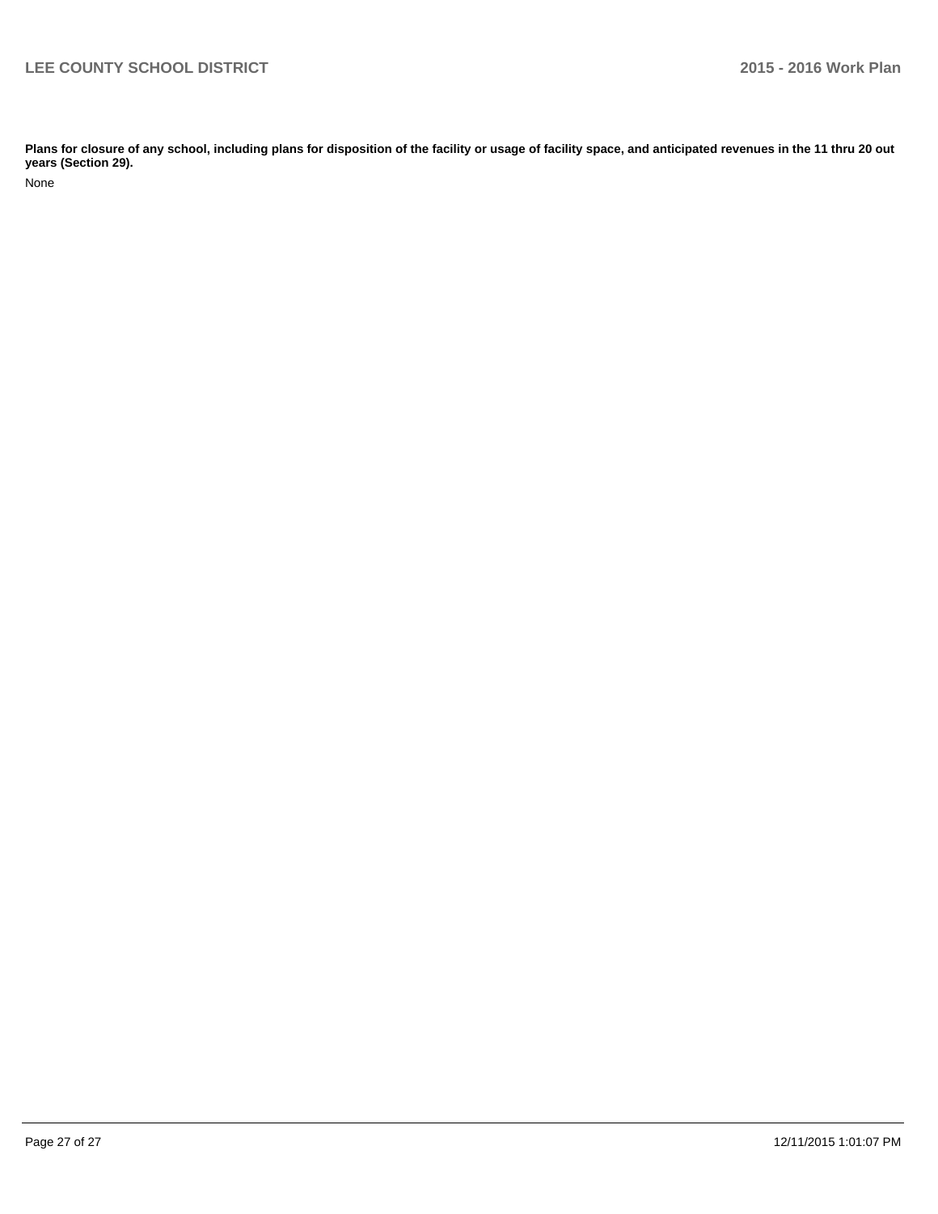**Plans for closure of any school, including plans for disposition of the facility or usage of facility space, and anticipated revenues in the 11 thru 20 out years (Section 29).**

None